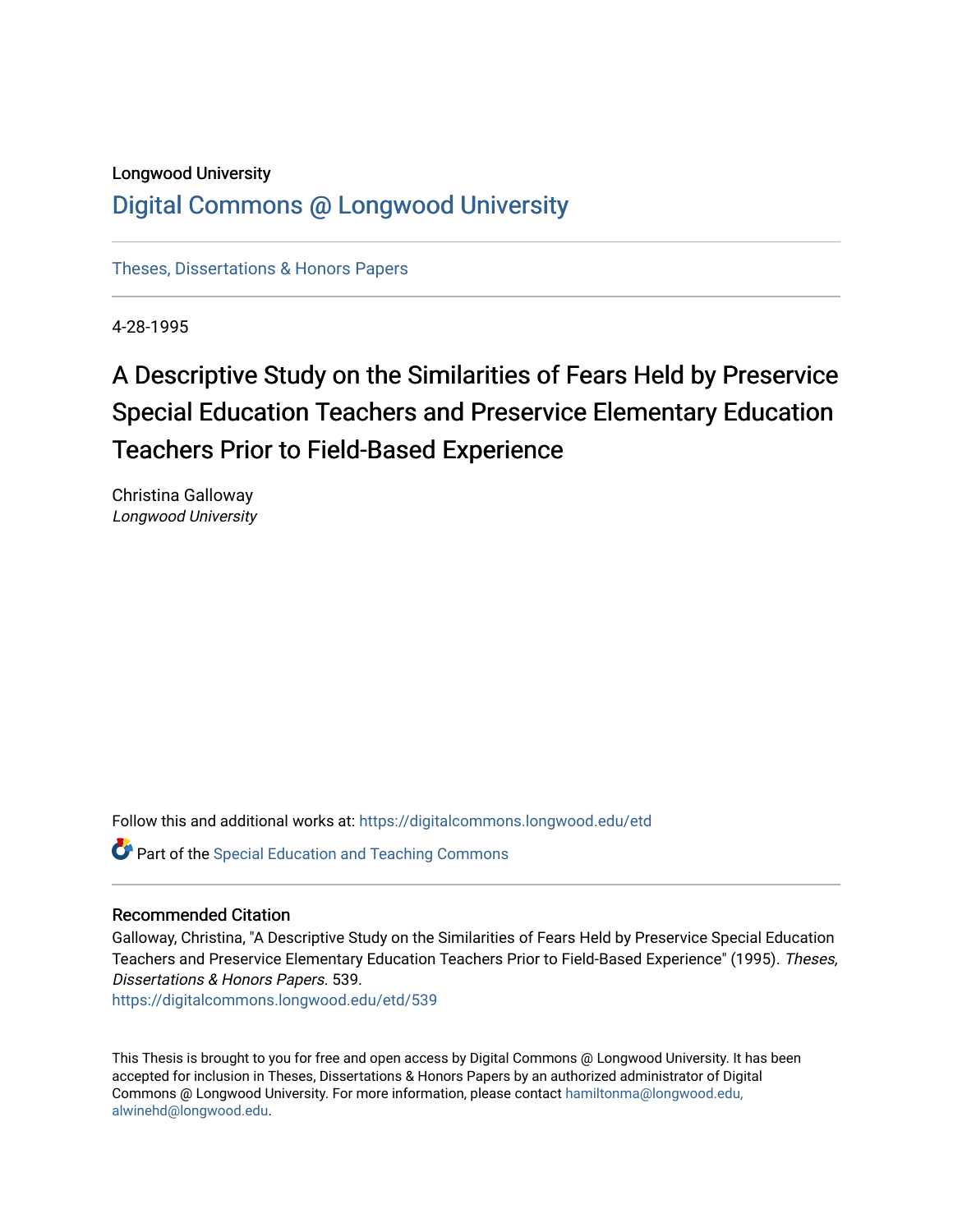Longwood University

# Digital Commons @ Longwood University

Theses, Dissertations & Honors Papers

4-28-1995

# A Descriptive Study on the Similarities of Fears Held by Preservice Special Education Teachers and Preservice Elementary Education Teachers Prior to Field-Based Experience

Christina Galloway
*Longwood University*

Follow this and additional works at: https://digitalcommons.longwood.edu/etd

Part of the Special Education and Teaching Commons

## Recommended Citation

Galloway, Christina, "A Descriptive Study on the Similarities of Fears Held by Preservice Special Education Teachers and Preservice Elementary Education Teachers Prior to Field-Based Experience" (1995). *Theses, Dissertations & Honors Papers*. 539.
https://digitalcommons.longwood.edu/etd/539

This Thesis is brought to you for free and open access by Digital Commons @ Longwood University. It has been accepted for inclusion in Theses, Dissertations & Honors Papers by an authorized administrator of Digital Commons @ Longwood University. For more information, please contact hamiltonma@longwood.edu, alwinehd@longwood.edu.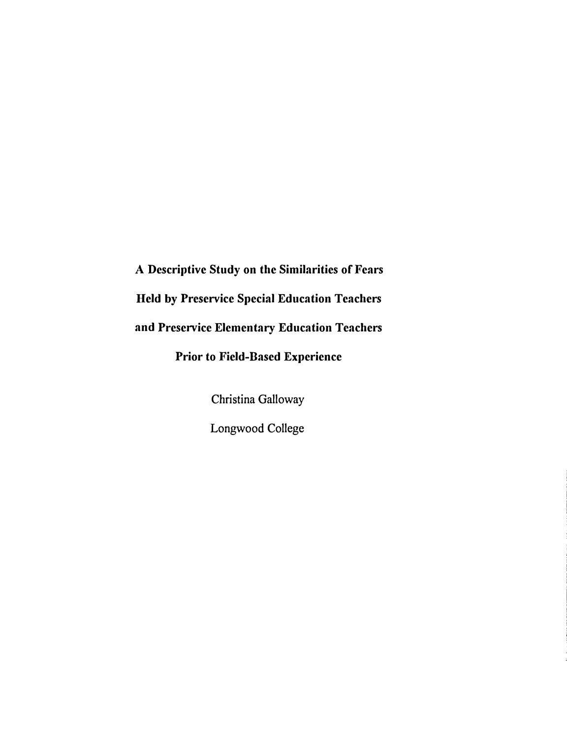# A Descriptive Study on the Similarities of Fears Held by Preservice Special Education Teachers and Preservice Elementary Education Teachers Prior to Field-Based Experience

Christina Galloway

Longwood College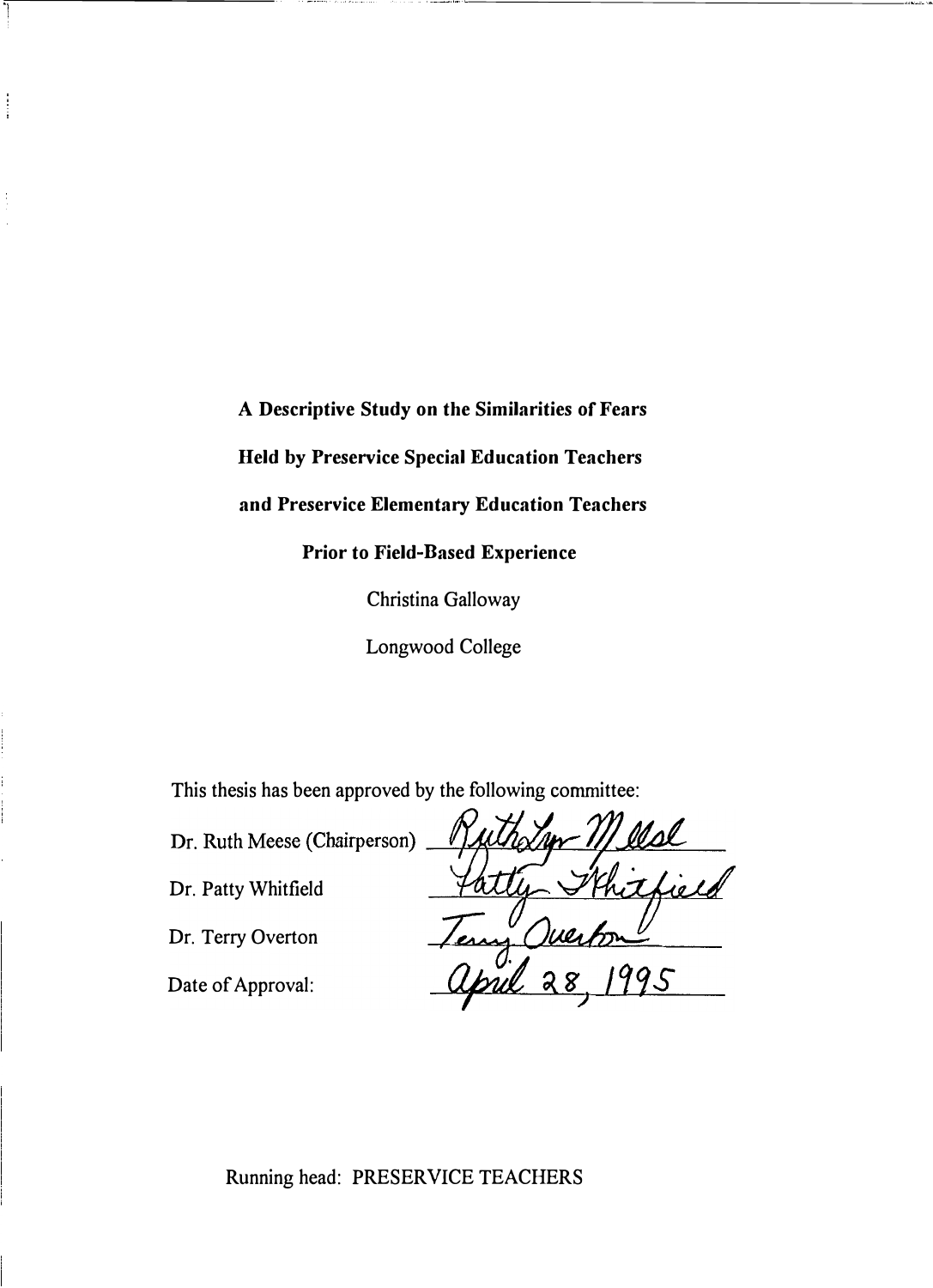**A Descriptive Study on the Similarities of Fears**

**Held by Preservice Special Education Teachers**

**and Preservice Elementary Education Teachers**

**Prior to Field-Based Experience**

Christina Galloway

Longwood College

This thesis has been approved by the following committee:

Dr. Ruth Meese (Chairperson) Ruth Lyn Meese

Dr. Patty Whitfield Patty Whitfield

Dr. Terry Overton Terry Overton

Date of Approval: April 28, 1995

Running head: PRESERVICE TEACHERS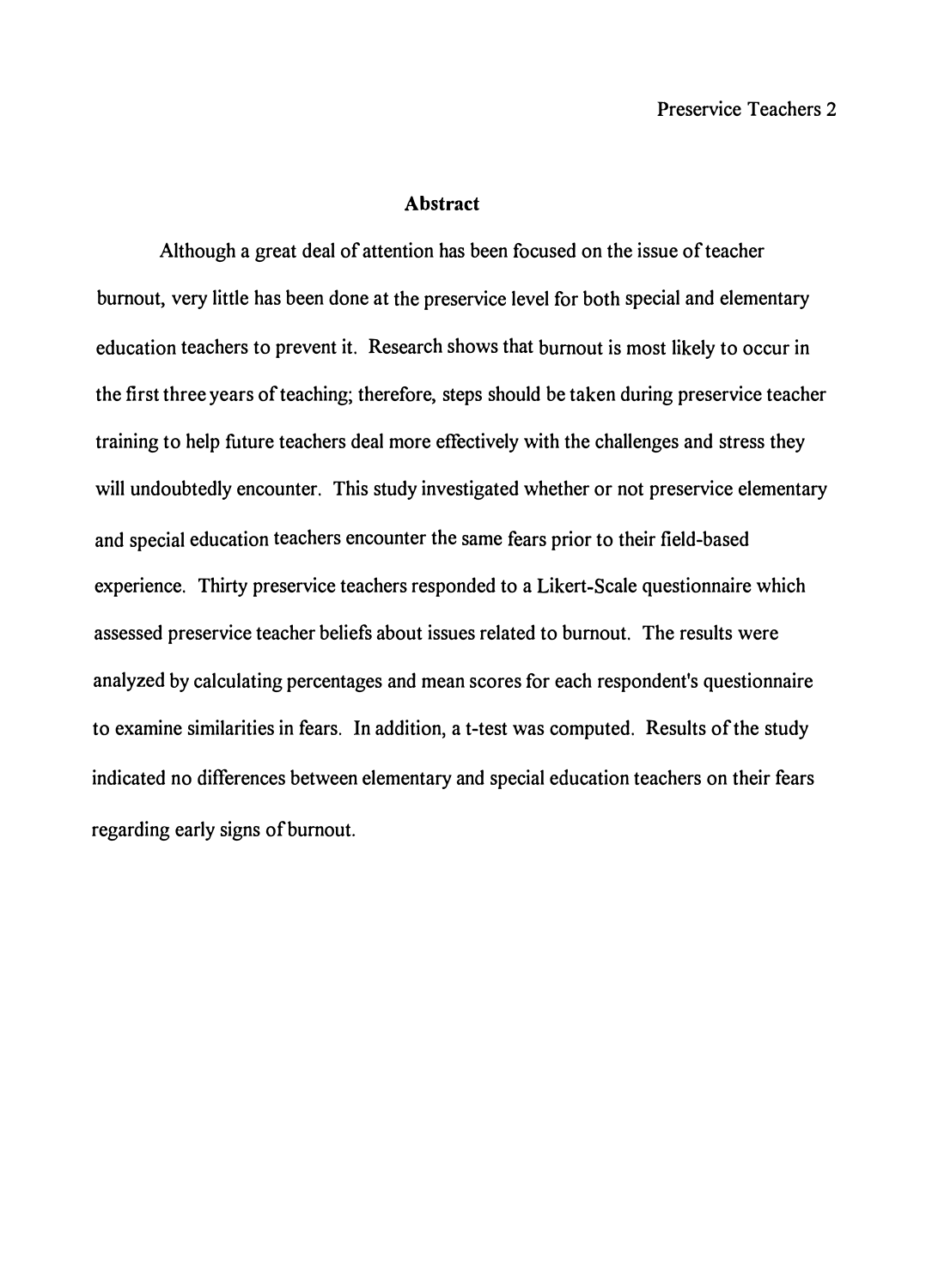## Abstract

Although a great deal of attention has been focused on the issue of teacher burnout, very little has been done at the preservice level for both special and elementary education teachers to prevent it. Research shows that burnout is most likely to occur in the first three years of teaching; therefore, steps should be taken during preservice teacher training to help future teachers deal more effectively with the challenges and stress they will undoubtedly encounter. This study investigated whether or not preservice elementary and special education teachers encounter the same fears prior to their field-based experience. Thirty preservice teachers responded to a Likert-Scale questionnaire which assessed preservice teacher beliefs about issues related to burnout. The results were analyzed by calculating percentages and mean scores for each respondent's questionnaire to examine similarities in fears. In addition, a t-test was computed. Results of the study indicated no differences between elementary and special education teachers on their fears regarding early signs of burnout.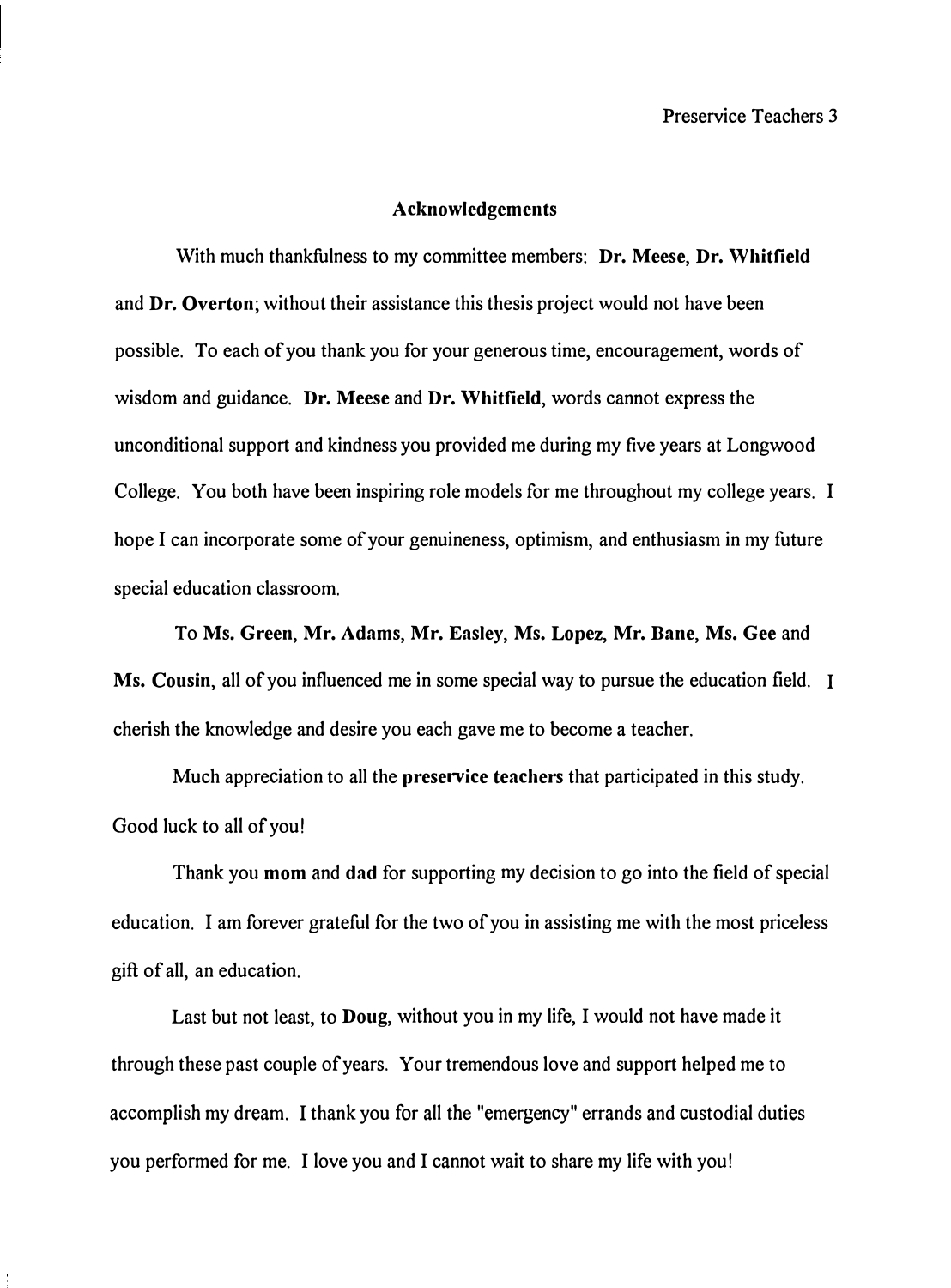## Acknowledgements

With much thankfulness to my committee members: **Dr. Meese**, **Dr. Whitfield** and **Dr. Overton**; without their assistance this thesis project would not have been possible. To each of you thank you for your generous time, encouragement, words of wisdom and guidance. **Dr. Meese** and **Dr. Whitfield**, words cannot express the unconditional support and kindness you provided me during my five years at Longwood College. You both have been inspiring role models for me throughout my college years. I hope I can incorporate some of your genuineness, optimism, and enthusiasm in my future special education classroom.

To **Ms. Green**, **Mr. Adams**, **Mr. Easley**, **Ms. Lopez**, **Mr. Bane**, **Ms. Gee** and **Ms. Cousin**, all of you influenced me in some special way to pursue the education field. I cherish the knowledge and desire you each gave me to become a teacher.

Much appreciation to all the **preservice teachers** that participated in this study. Good luck to all of you!

Thank you **mom** and **dad** for supporting my decision to go into the field of special education. I am forever grateful for the two of you in assisting me with the most priceless gift of all, an education.

Last but not least, to **Doug**, without you in my life, I would not have made it through these past couple of years. Your tremendous love and support helped me to accomplish my dream. I thank you for all the "emergency" errands and custodial duties you performed for me. I love you and I cannot wait to share my life with you!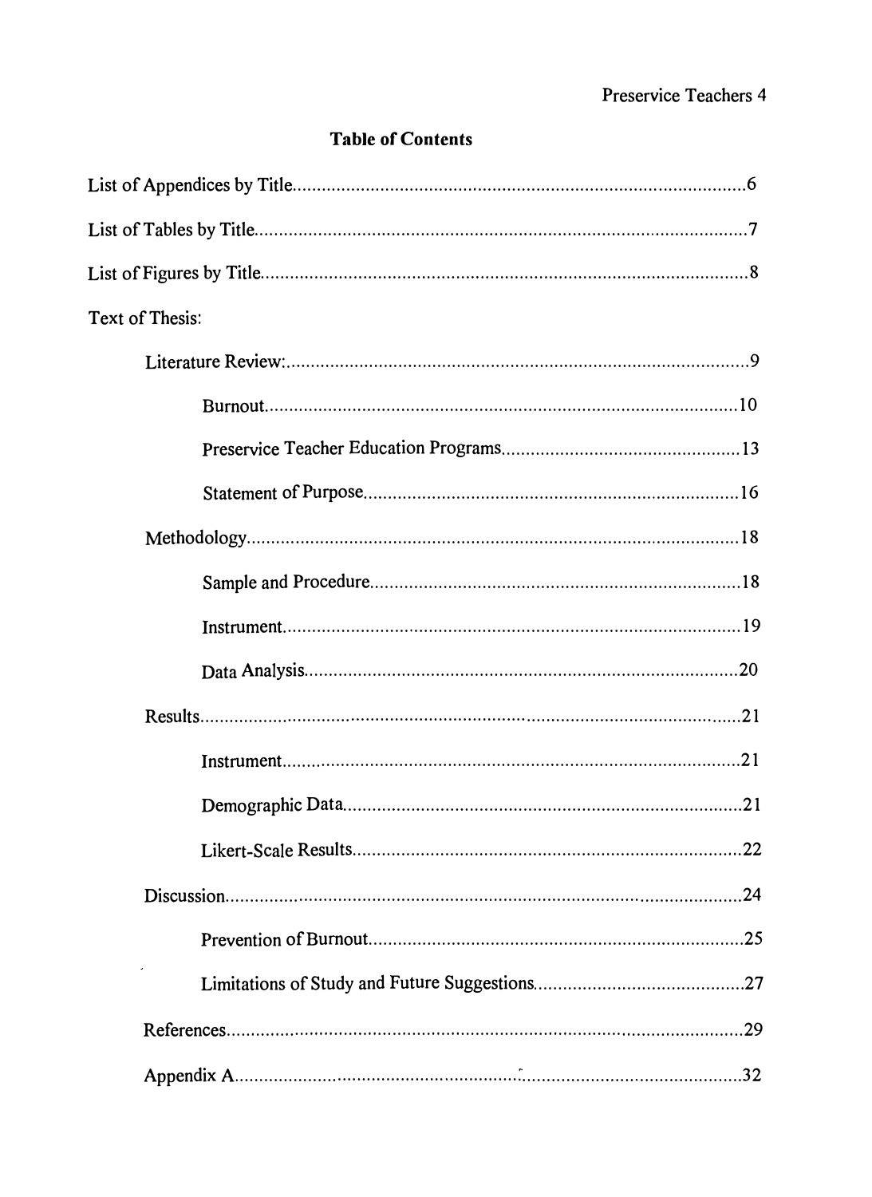## Table of Contents

List of Appendices by Title.....6

List of Tables by Title.....7

List of Figures by Title.....8

Text of Thesis:

- Literature Review:.....9
  - Burnout.....10
  - Preservice Teacher Education Programs.....13
  - Statement of Purpose.....16
- Methodology.....18
  - Sample and Procedure.....18
  - Instrument.....19
  - Data Analysis.....20
- Results.....21
  - Instrument.....21
  - Demographic Data.....21
  - Likert-Scale Results.....22
- Discussion.....24
  - Prevention of Burnout.....25
  - Limitations of Study and Future Suggestions.....27
- References.....29
- Appendix A.....32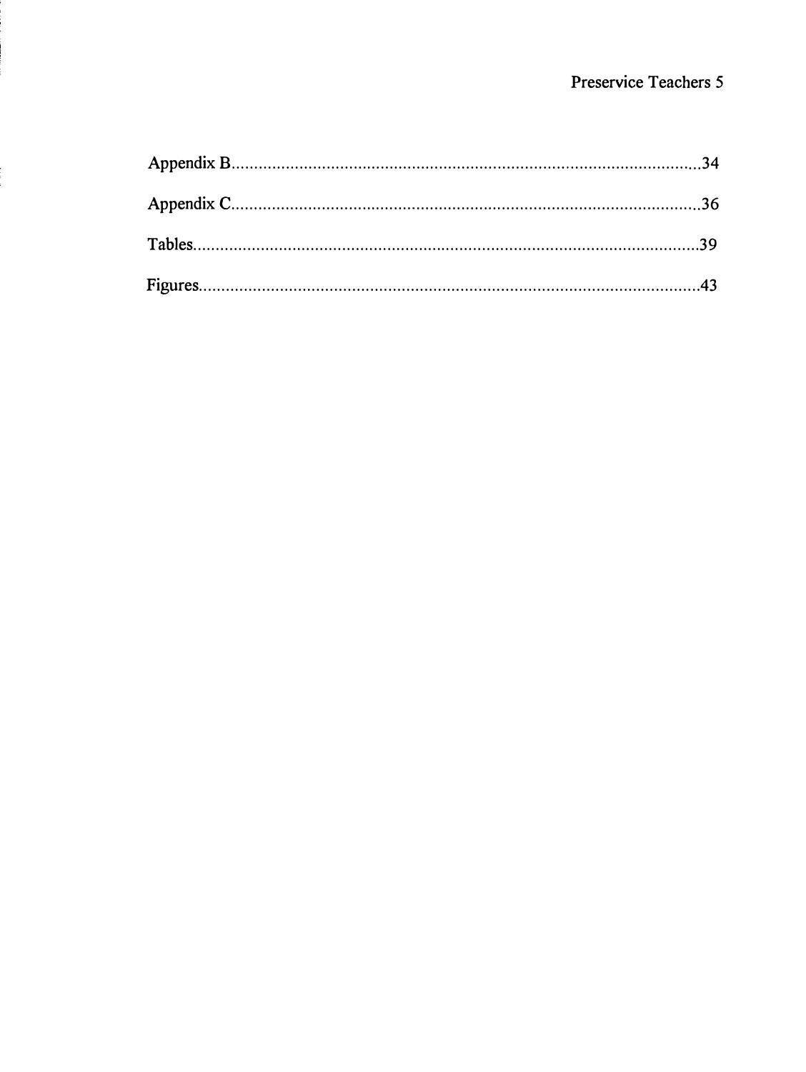Appendix B.......................................................................................................34

Appendix C.......................................................................................................36

Tables...............................................................................................................39

Figures.............................................................................................................43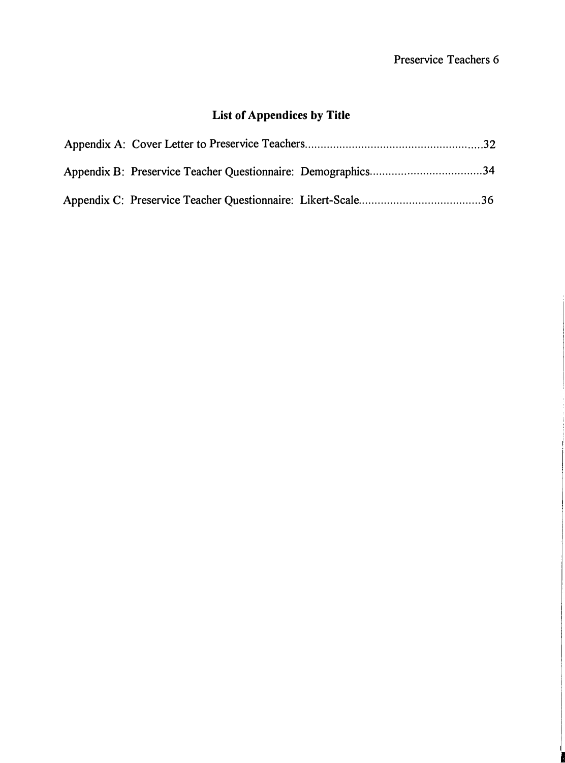## List of Appendices by Title

Appendix A: Cover Letter to Preservice Teachers........................................................32

Appendix B: Preservice Teacher Questionnaire: Demographics....................................34

Appendix C: Preservice Teacher Questionnaire: Likert-Scale.......................................36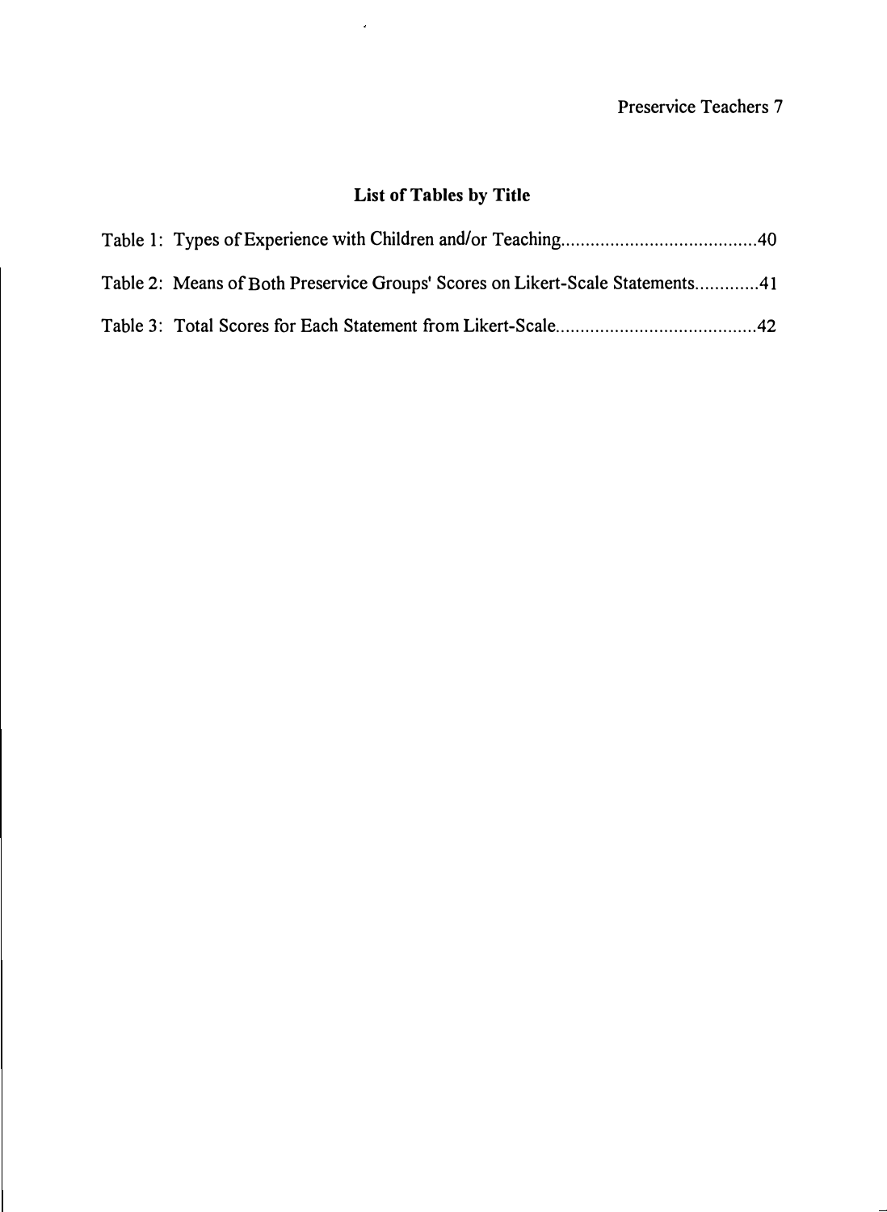## List of Tables by Title

Table 1: Types of Experience with Children and/or Teaching........................................40

Table 2: Means of Both Preservice Groups' Scores on Likert-Scale Statements.............41

Table 3: Total Scores for Each Statement from Likert-Scale.........................................42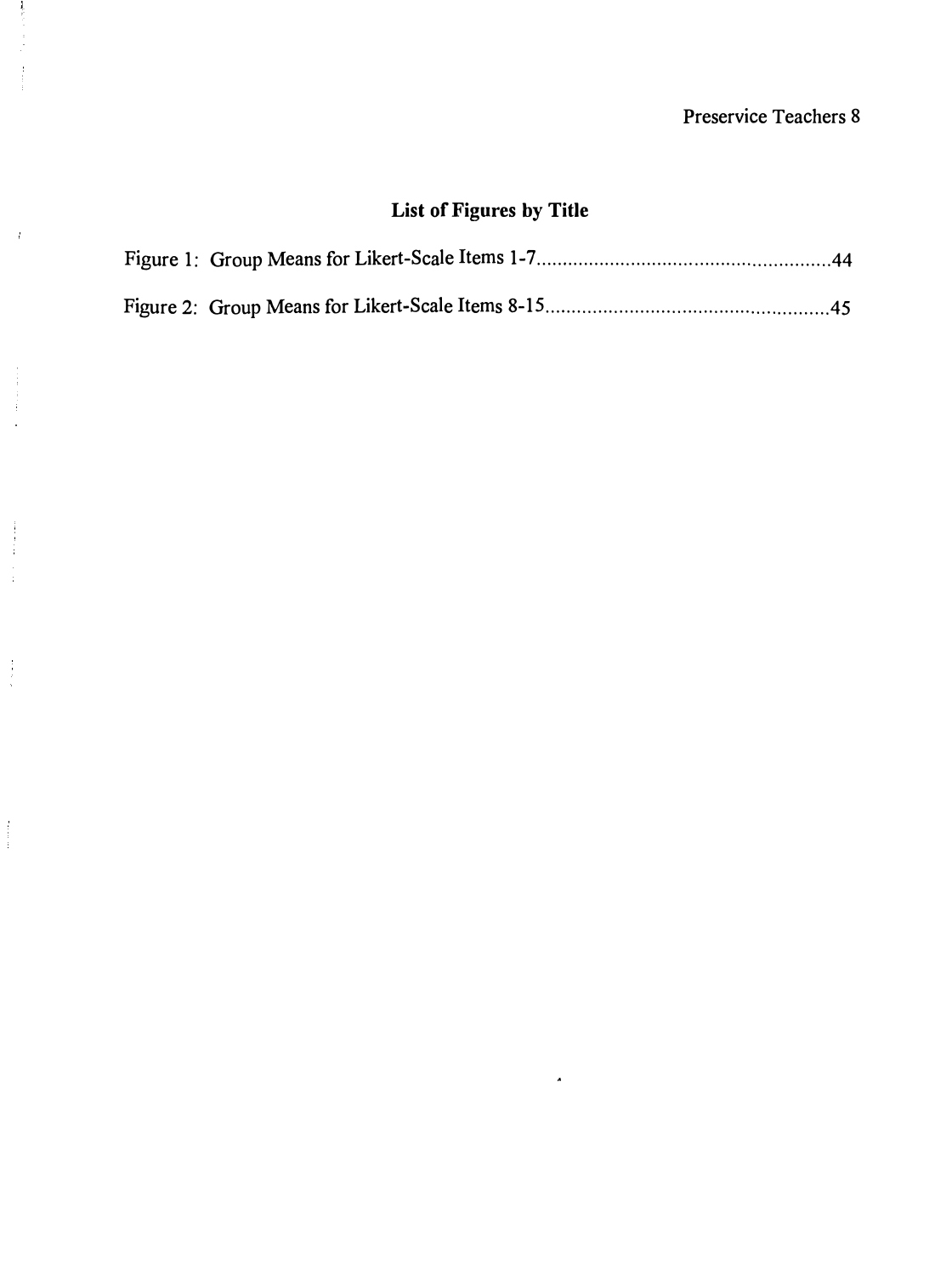## List of Figures by Title

Figure 1: Group Means for Likert-Scale Items 1-7........................................................44

Figure 2: Group Means for Likert-Scale Items 8-15......................................................45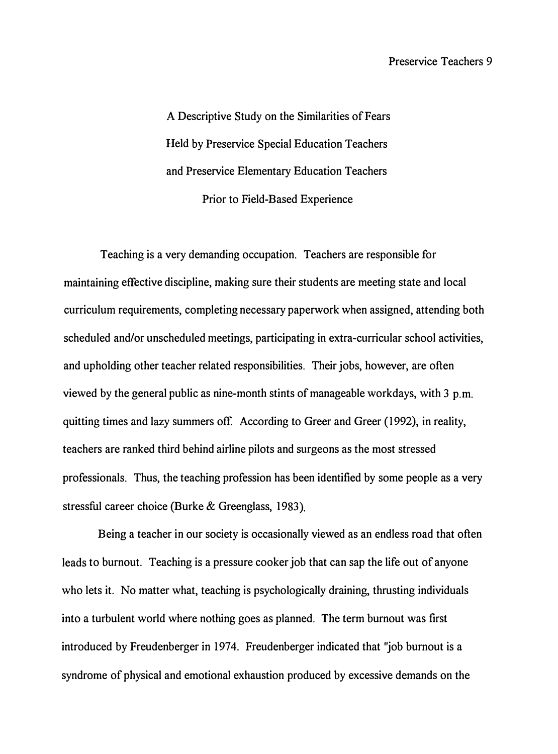# A Descriptive Study on the Similarities of Fears Held by Preservice Special Education Teachers and Preservice Elementary Education Teachers Prior to Field-Based Experience

Teaching is a very demanding occupation. Teachers are responsible for maintaining effective discipline, making sure their students are meeting state and local curriculum requirements, completing necessary paperwork when assigned, attending both scheduled and/or unscheduled meetings, participating in extra-curricular school activities, and upholding other teacher related responsibilities. Their jobs, however, are often viewed by the general public as nine-month stints of manageable workdays, with 3 p.m. quitting times and lazy summers off. According to Greer and Greer (1992), in reality, teachers are ranked third behind airline pilots and surgeons as the most stressed professionals. Thus, the teaching profession has been identified by some people as a very stressful career choice (Burke & Greenglass, 1983).

Being a teacher in our society is occasionally viewed as an endless road that often leads to burnout. Teaching is a pressure cooker job that can sap the life out of anyone who lets it. No matter what, teaching is psychologically draining, thrusting individuals into a turbulent world where nothing goes as planned. The term burnout was first introduced by Freudenberger in 1974. Freudenberger indicated that "job burnout is a syndrome of physical and emotional exhaustion produced by excessive demands on the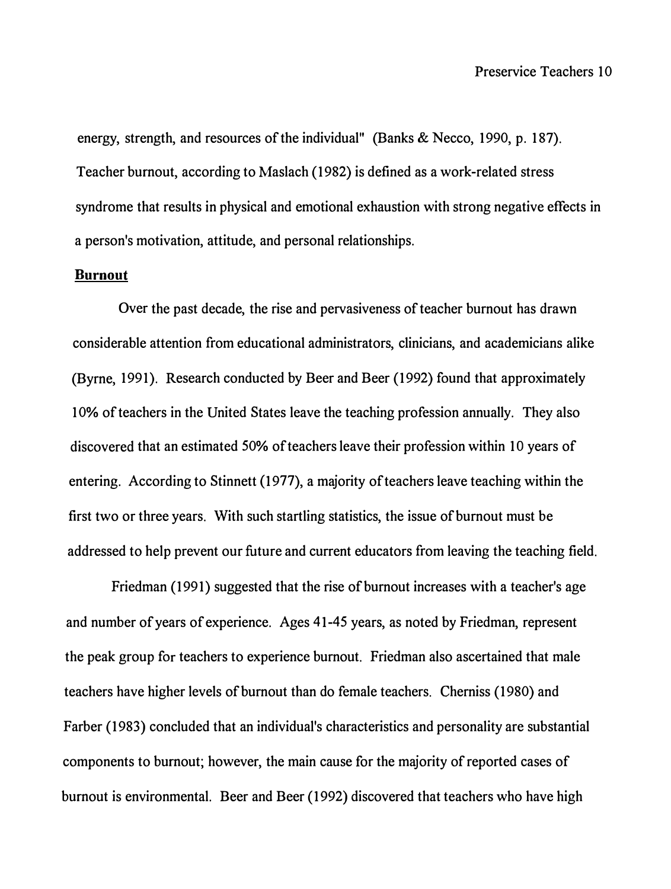energy, strength, and resources of the individual" (Banks & Necco, 1990, p. 187). Teacher burnout, according to Maslach (1982) is defined as a work-related stress syndrome that results in physical and emotional exhaustion with strong negative effects in a person's motivation, attitude, and personal relationships.

**Burnout**

Over the past decade, the rise and pervasiveness of teacher burnout has drawn considerable attention from educational administrators, clinicians, and academicians alike (Byrne, 1991). Research conducted by Beer and Beer (1992) found that approximately 10% of teachers in the United States leave the teaching profession annually. They also discovered that an estimated 50% of teachers leave their profession within 10 years of entering. According to Stinnett (1977), a majority of teachers leave teaching within the first two or three years. With such startling statistics, the issue of burnout must be addressed to help prevent our future and current educators from leaving the teaching field.

Friedman (1991) suggested that the rise of burnout increases with a teacher's age and number of years of experience. Ages 41-45 years, as noted by Friedman, represent the peak group for teachers to experience burnout. Friedman also ascertained that male teachers have higher levels of burnout than do female teachers. Cherniss (1980) and Farber (1983) concluded that an individual's characteristics and personality are substantial components to burnout; however, the main cause for the majority of reported cases of burnout is environmental. Beer and Beer (1992) discovered that teachers who have high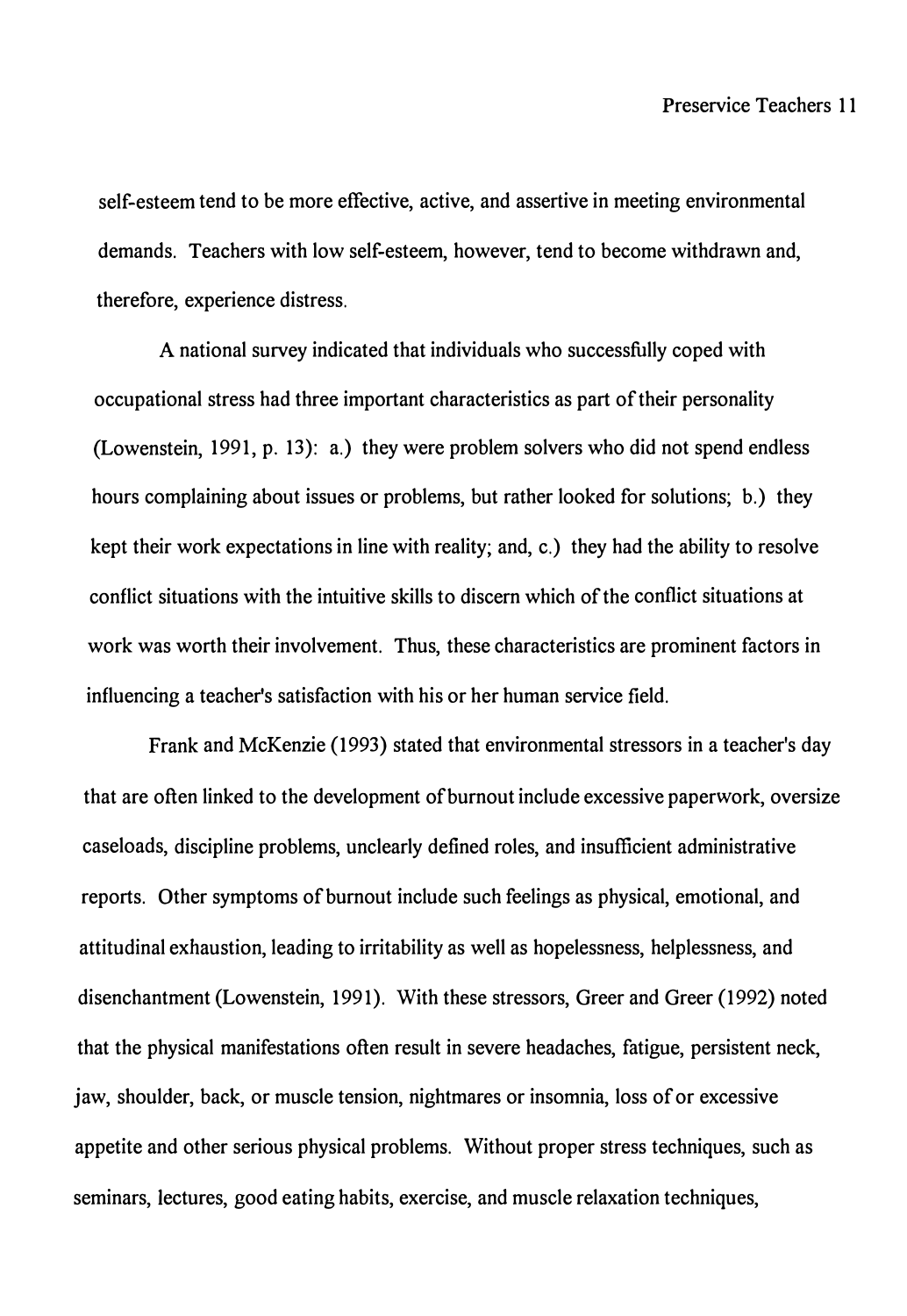self-esteem tend to be more effective, active, and assertive in meeting environmental demands. Teachers with low self-esteem, however, tend to become withdrawn and, therefore, experience distress.

A national survey indicated that individuals who successfully coped with occupational stress had three important characteristics as part of their personality (Lowenstein, 1991, p. 13): a.) they were problem solvers who did not spend endless hours complaining about issues or problems, but rather looked for solutions; b.) they kept their work expectations in line with reality; and, c.) they had the ability to resolve conflict situations with the intuitive skills to discern which of the conflict situations at work was worth their involvement. Thus, these characteristics are prominent factors in influencing a teacher's satisfaction with his or her human service field.

Frank and McKenzie (1993) stated that environmental stressors in a teacher's day that are often linked to the development of burnout include excessive paperwork, oversize caseloads, discipline problems, unclearly defined roles, and insufficient administrative reports. Other symptoms of burnout include such feelings as physical, emotional, and attitudinal exhaustion, leading to irritability as well as hopelessness, helplessness, and disenchantment (Lowenstein, 1991). With these stressors, Greer and Greer (1992) noted that the physical manifestations often result in severe headaches, fatigue, persistent neck, jaw, shoulder, back, or muscle tension, nightmares or insomnia, loss of or excessive appetite and other serious physical problems. Without proper stress techniques, such as seminars, lectures, good eating habits, exercise, and muscle relaxation techniques,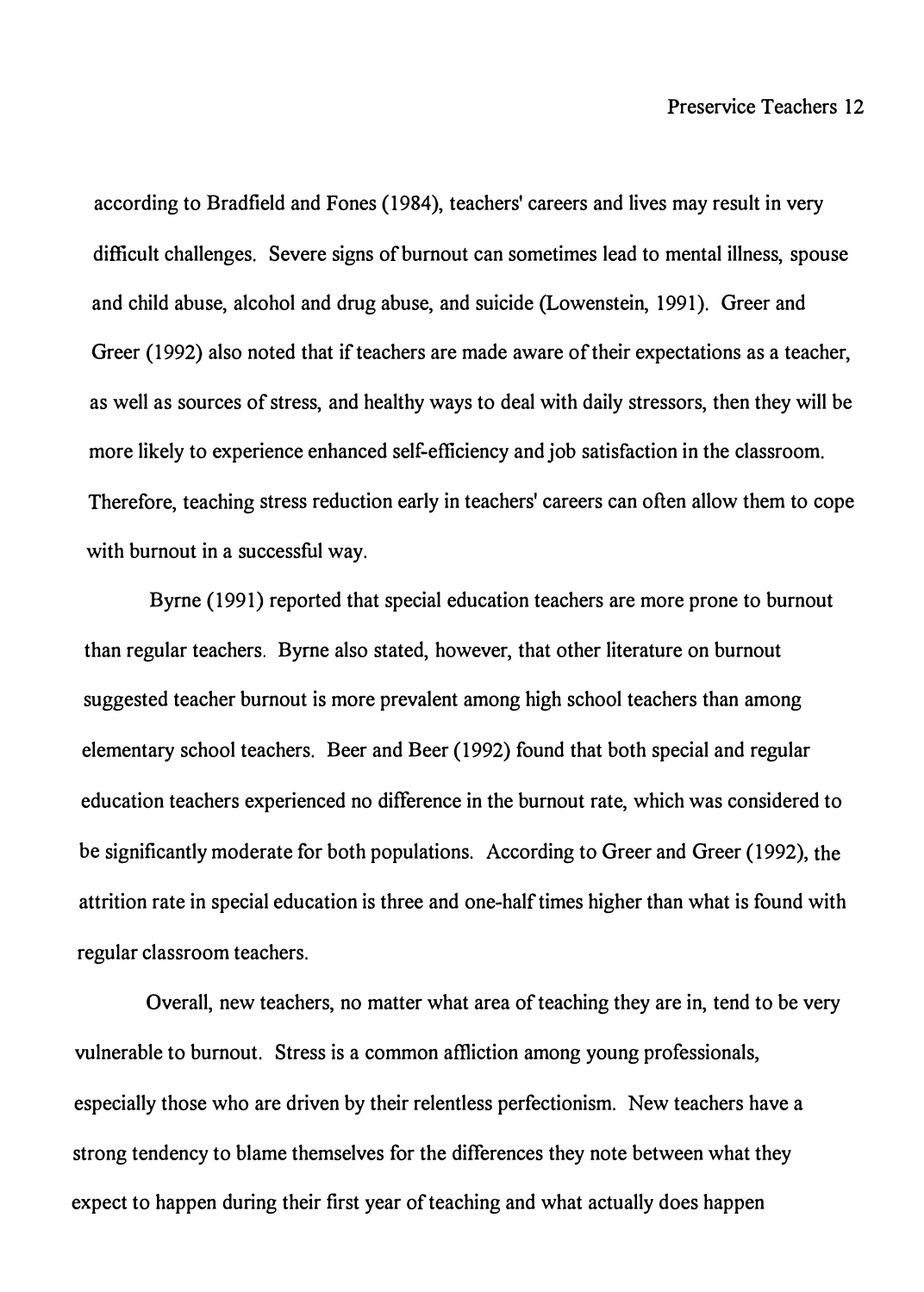according to Bradfield and Fones (1984), teachers' careers and lives may result in very difficult challenges. Severe signs of burnout can sometimes lead to mental illness, spouse and child abuse, alcohol and drug abuse, and suicide (Lowenstein, 1991). Greer and Greer (1992) also noted that if teachers are made aware of their expectations as a teacher, as well as sources of stress, and healthy ways to deal with daily stressors, then they will be more likely to experience enhanced self-efficiency and job satisfaction in the classroom. Therefore, teaching stress reduction early in teachers' careers can often allow them to cope with burnout in a successful way.

Byrne (1991) reported that special education teachers are more prone to burnout than regular teachers. Byrne also stated, however, that other literature on burnout suggested teacher burnout is more prevalent among high school teachers than among elementary school teachers. Beer and Beer (1992) found that both special and regular education teachers experienced no difference in the burnout rate, which was considered to be significantly moderate for both populations. According to Greer and Greer (1992), the attrition rate in special education is three and one-half times higher than what is found with regular classroom teachers.

Overall, new teachers, no matter what area of teaching they are in, tend to be very vulnerable to burnout. Stress is a common affliction among young professionals, especially those who are driven by their relentless perfectionism. New teachers have a strong tendency to blame themselves for the differences they note between what they expect to happen during their first year of teaching and what actually does happen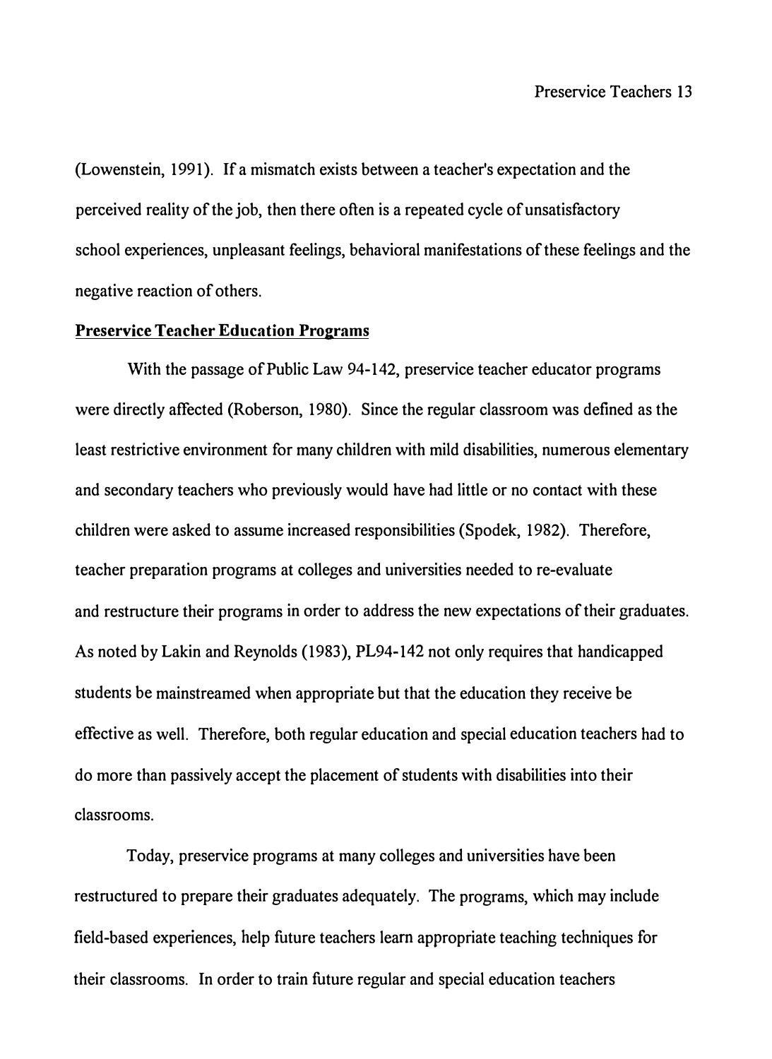(Lowenstein, 1991). If a mismatch exists between a teacher's expectation and the perceived reality of the job, then there often is a repeated cycle of unsatisfactory school experiences, unpleasant feelings, behavioral manifestations of these feelings and the negative reaction of others.

## Preservice Teacher Education Programs

With the passage of Public Law 94-142, preservice teacher educator programs were directly affected (Roberson, 1980). Since the regular classroom was defined as the least restrictive environment for many children with mild disabilities, numerous elementary and secondary teachers who previously would have had little or no contact with these children were asked to assume increased responsibilities (Spodek, 1982). Therefore, teacher preparation programs at colleges and universities needed to re-evaluate and restructure their programs in order to address the new expectations of their graduates. As noted by Lakin and Reynolds (1983), PL94-142 not only requires that handicapped students be mainstreamed when appropriate but that the education they receive be effective as well. Therefore, both regular education and special education teachers had to do more than passively accept the placement of students with disabilities into their classrooms.

Today, preservice programs at many colleges and universities have been restructured to prepare their graduates adequately. The programs, which may include field-based experiences, help future teachers learn appropriate teaching techniques for their classrooms. In order to train future regular and special education teachers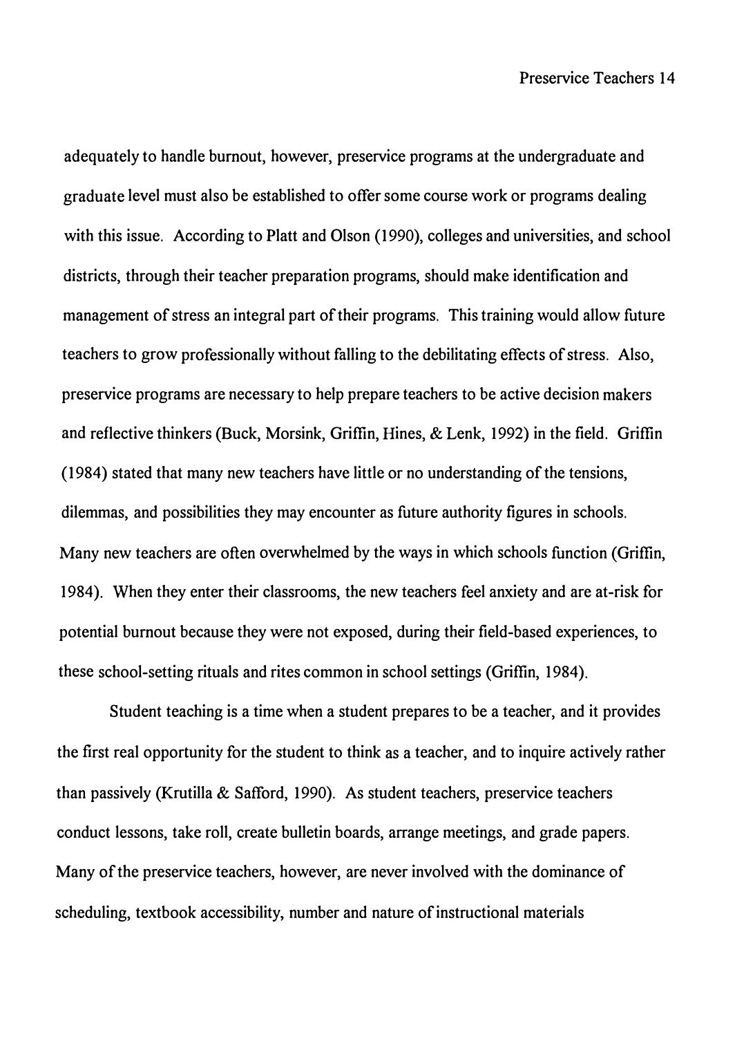adequately to handle burnout, however, preservice programs at the undergraduate and graduate level must also be established to offer some course work or programs dealing with this issue. According to Platt and Olson (1990), colleges and universities, and school districts, through their teacher preparation programs, should make identification and management of stress an integral part of their programs. This training would allow future teachers to grow professionally without falling to the debilitating effects of stress. Also, preservice programs are necessary to help prepare teachers to be active decision makers and reflective thinkers (Buck, Morsink, Griffin, Hines, & Lenk, 1992) in the field. Griffin (1984) stated that many new teachers have little or no understanding of the tensions, dilemmas, and possibilities they may encounter as future authority figures in schools. Many new teachers are often overwhelmed by the ways in which schools function (Griffin, 1984). When they enter their classrooms, the new teachers feel anxiety and are at-risk for potential burnout because they were not exposed, during their field-based experiences, to these school-setting rituals and rites common in school settings (Griffin, 1984).

Student teaching is a time when a student prepares to be a teacher, and it provides the first real opportunity for the student to think as a teacher, and to inquire actively rather than passively (Krutilla & Safford, 1990). As student teachers, preservice teachers conduct lessons, take roll, create bulletin boards, arrange meetings, and grade papers. Many of the preservice teachers, however, are never involved with the dominance of scheduling, textbook accessibility, number and nature of instructional materials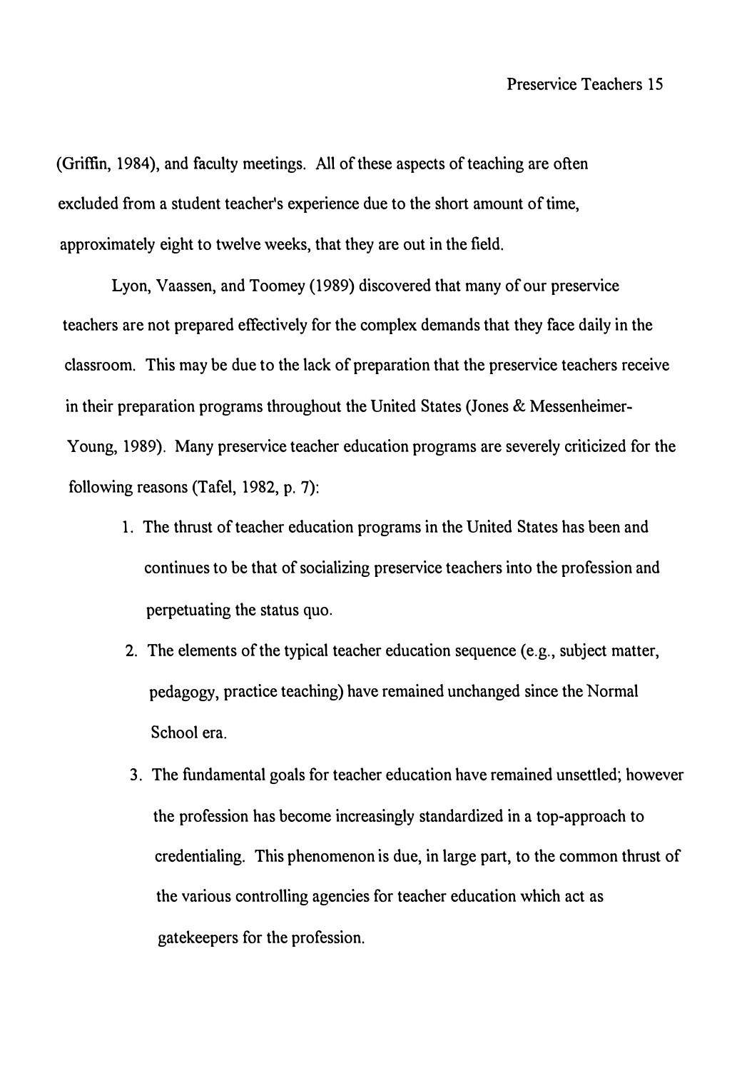(Griffin, 1984), and faculty meetings. All of these aspects of teaching are often excluded from a student teacher's experience due to the short amount of time, approximately eight to twelve weeks, that they are out in the field.

Lyon, Vaassen, and Toomey (1989) discovered that many of our preservice teachers are not prepared effectively for the complex demands that they face daily in the classroom. This may be due to the lack of preparation that the preservice teachers receive in their preparation programs throughout the United States (Jones & Messenheimer-Young, 1989). Many preservice teacher education programs are severely criticized for the following reasons (Tafel, 1982, p. 7):

1. The thrust of teacher education programs in the United States has been and continues to be that of socializing preservice teachers into the profession and perpetuating the status quo.
2. The elements of the typical teacher education sequence (e.g., subject matter, pedagogy, practice teaching) have remained unchanged since the Normal School era.
3. The fundamental goals for teacher education have remained unsettled; however the profession has become increasingly standardized in a top-approach to credentialing. This phenomenon is due, in large part, to the common thrust of the various controlling agencies for teacher education which act as gatekeepers for the profession.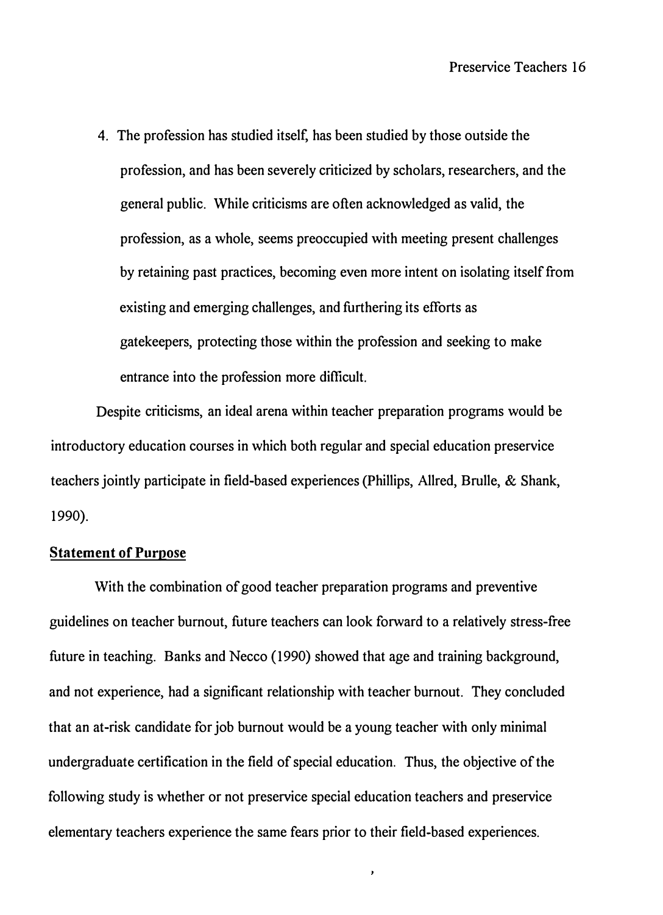4. The profession has studied itself, has been studied by those outside the profession, and has been severely criticized by scholars, researchers, and the general public. While criticisms are often acknowledged as valid, the profession, as a whole, seems preoccupied with meeting present challenges by retaining past practices, becoming even more intent on isolating itself from existing and emerging challenges, and furthering its efforts as gatekeepers, protecting those within the profession and seeking to make entrance into the profession more difficult.

Despite criticisms, an ideal arena within teacher preparation programs would be introductory education courses in which both regular and special education preservice teachers jointly participate in field-based experiences (Phillips, Allred, Brulle, & Shank, 1990).

## Statement of Purpose

With the combination of good teacher preparation programs and preventive guidelines on teacher burnout, future teachers can look forward to a relatively stress-free future in teaching. Banks and Necco (1990) showed that age and training background, and not experience, had a significant relationship with teacher burnout. They concluded that an at-risk candidate for job burnout would be a young teacher with only minimal undergraduate certification in the field of special education. Thus, the objective of the following study is whether or not preservice special education teachers and preservice elementary teachers experience the same fears prior to their field-based experiences.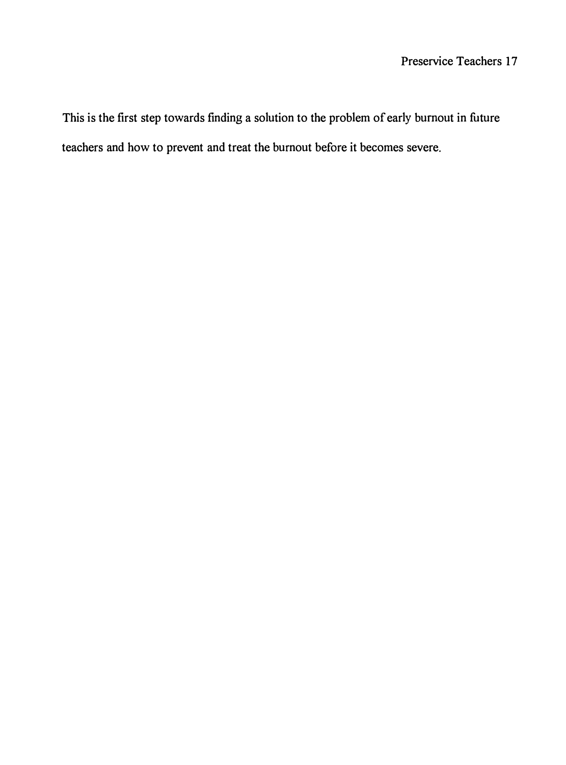This is the first step towards finding a solution to the problem of early burnout in future teachers and how to prevent and treat the burnout before it becomes severe.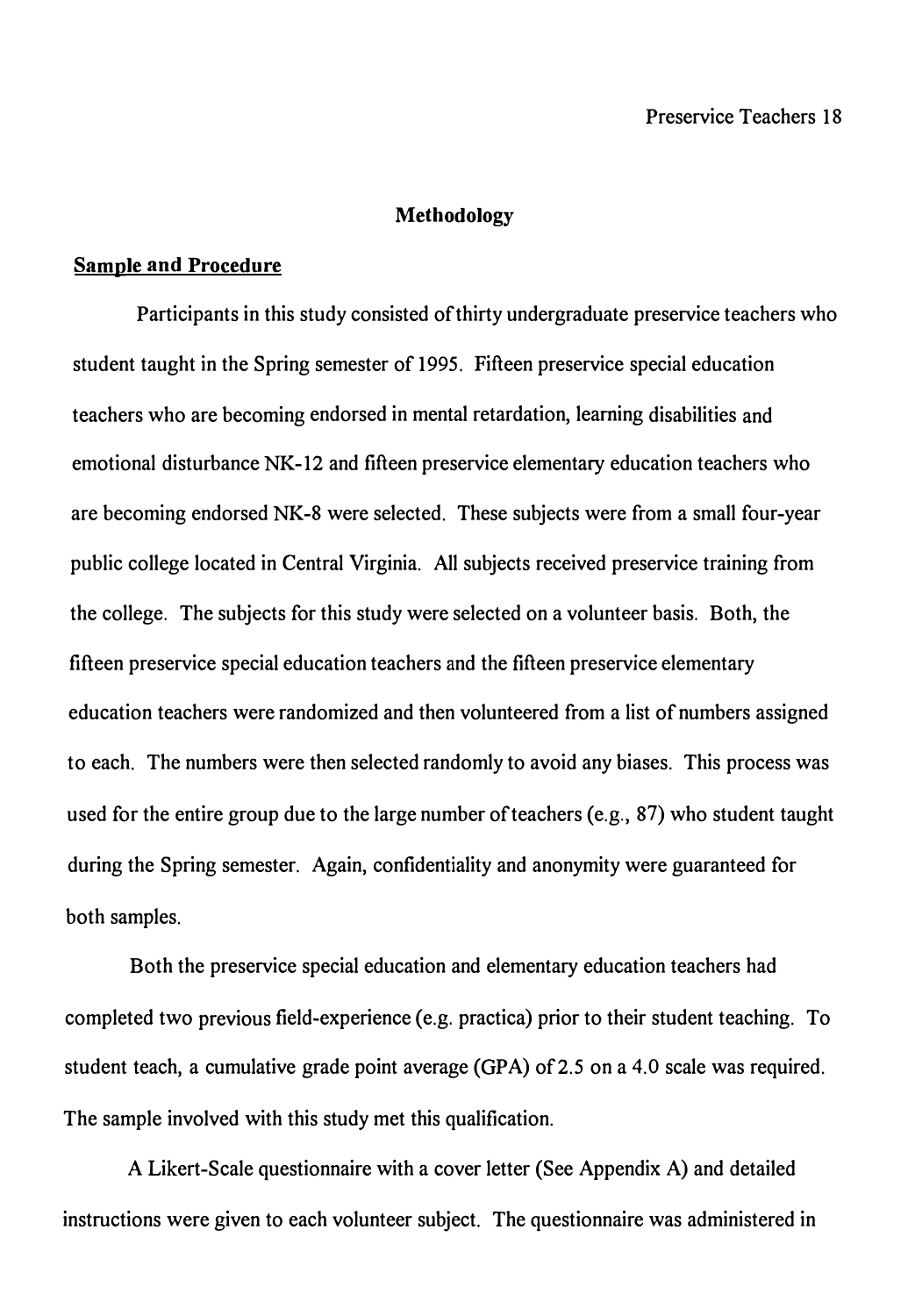## Methodology

### Sample and Procedure

Participants in this study consisted of thirty undergraduate preservice teachers who student taught in the Spring semester of 1995. Fifteen preservice special education teachers who are becoming endorsed in mental retardation, learning disabilities and emotional disturbance NK-12 and fifteen preservice elementary education teachers who are becoming endorsed NK-8 were selected. These subjects were from a small four-year public college located in Central Virginia. All subjects received preservice training from the college. The subjects for this study were selected on a volunteer basis. Both, the fifteen preservice special education teachers and the fifteen preservice elementary education teachers were randomized and then volunteered from a list of numbers assigned to each. The numbers were then selected randomly to avoid any biases. This process was used for the entire group due to the large number of teachers (e.g., 87) who student taught during the Spring semester. Again, confidentiality and anonymity were guaranteed for both samples.

Both the preservice special education and elementary education teachers had completed two previous field-experience (e.g. practica) prior to their student teaching. To student teach, a cumulative grade point average (GPA) of 2.5 on a 4.0 scale was required. The sample involved with this study met this qualification.

A Likert-Scale questionnaire with a cover letter (See Appendix A) and detailed instructions were given to each volunteer subject. The questionnaire was administered in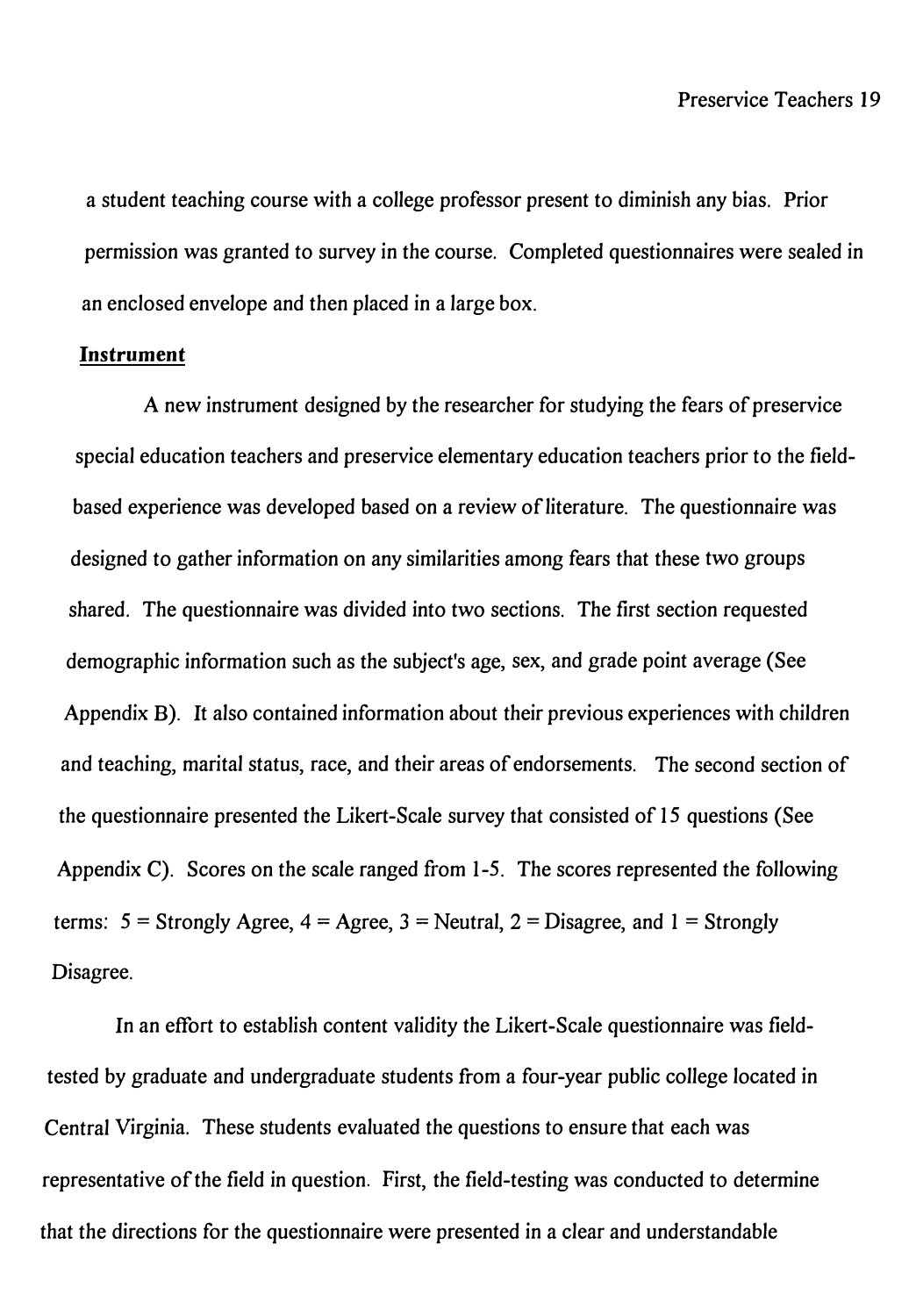a student teaching course with a college professor present to diminish any bias. Prior permission was granted to survey in the course. Completed questionnaires were sealed in an enclosed envelope and then placed in a large box.

**Instrument**

A new instrument designed by the researcher for studying the fears of preservice special education teachers and preservice elementary education teachers prior to the field-based experience was developed based on a review of literature. The questionnaire was designed to gather information on any similarities among fears that these two groups shared. The questionnaire was divided into two sections. The first section requested demographic information such as the subject's age, sex, and grade point average (See Appendix B). It also contained information about their previous experiences with children and teaching, marital status, race, and their areas of endorsements. The second section of the questionnaire presented the Likert-Scale survey that consisted of 15 questions (See Appendix C). Scores on the scale ranged from 1-5. The scores represented the following terms: 5 = Strongly Agree, 4 = Agree, 3 = Neutral, 2 = Disagree, and 1 = Strongly Disagree.

In an effort to establish content validity the Likert-Scale questionnaire was field-tested by graduate and undergraduate students from a four-year public college located in Central Virginia. These students evaluated the questions to ensure that each was representative of the field in question. First, the field-testing was conducted to determine that the directions for the questionnaire were presented in a clear and understandable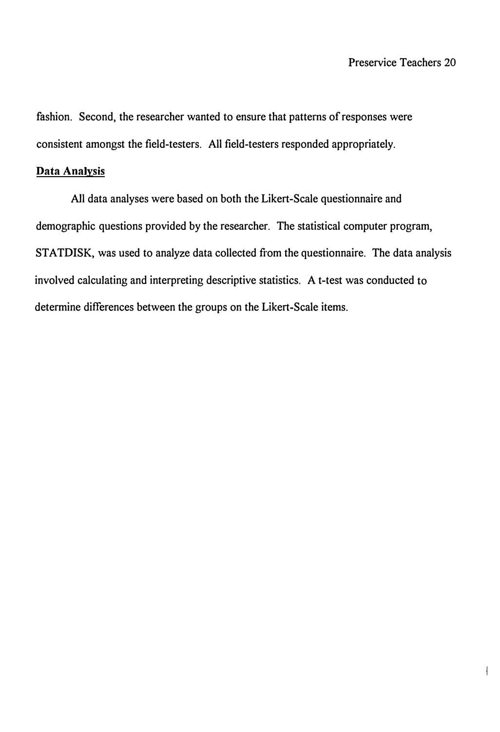fashion. Second, the researcher wanted to ensure that patterns of responses were consistent amongst the field-testers. All field-testers responded appropriately.

## Data Analysis

All data analyses were based on both the Likert-Scale questionnaire and demographic questions provided by the researcher. The statistical computer program, STATDISK, was used to analyze data collected from the questionnaire. The data analysis involved calculating and interpreting descriptive statistics. A t-test was conducted to determine differences between the groups on the Likert-Scale items.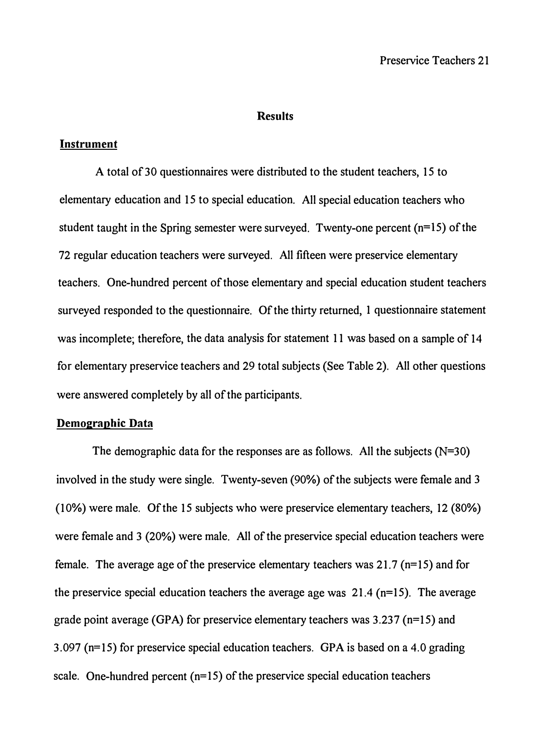## Results

### Instrument

A total of 30 questionnaires were distributed to the student teachers, 15 to elementary education and 15 to special education. All special education teachers who student taught in the Spring semester were surveyed. Twenty-one percent (n=15) of the 72 regular education teachers were surveyed. All fifteen were preservice elementary teachers. One-hundred percent of those elementary and special education student teachers surveyed responded to the questionnaire. Of the thirty returned, 1 questionnaire statement was incomplete; therefore, the data analysis for statement 11 was based on a sample of 14 for elementary preservice teachers and 29 total subjects (See Table 2). All other questions were answered completely by all of the participants.

### Demographic Data

The demographic data for the responses are as follows. All the subjects (N=30) involved in the study were single. Twenty-seven (90%) of the subjects were female and 3 (10%) were male. Of the 15 subjects who were preservice elementary teachers, 12 (80%) were female and 3 (20%) were male. All of the preservice special education teachers were female. The average age of the preservice elementary teachers was 21.7 (n=15) and for the preservice special education teachers the average age was 21.4 (n=15). The average grade point average (GPA) for preservice elementary teachers was 3.237 (n=15) and 3.097 (n=15) for preservice special education teachers. GPA is based on a 4.0 grading scale. One-hundred percent (n=15) of the preservice special education teachers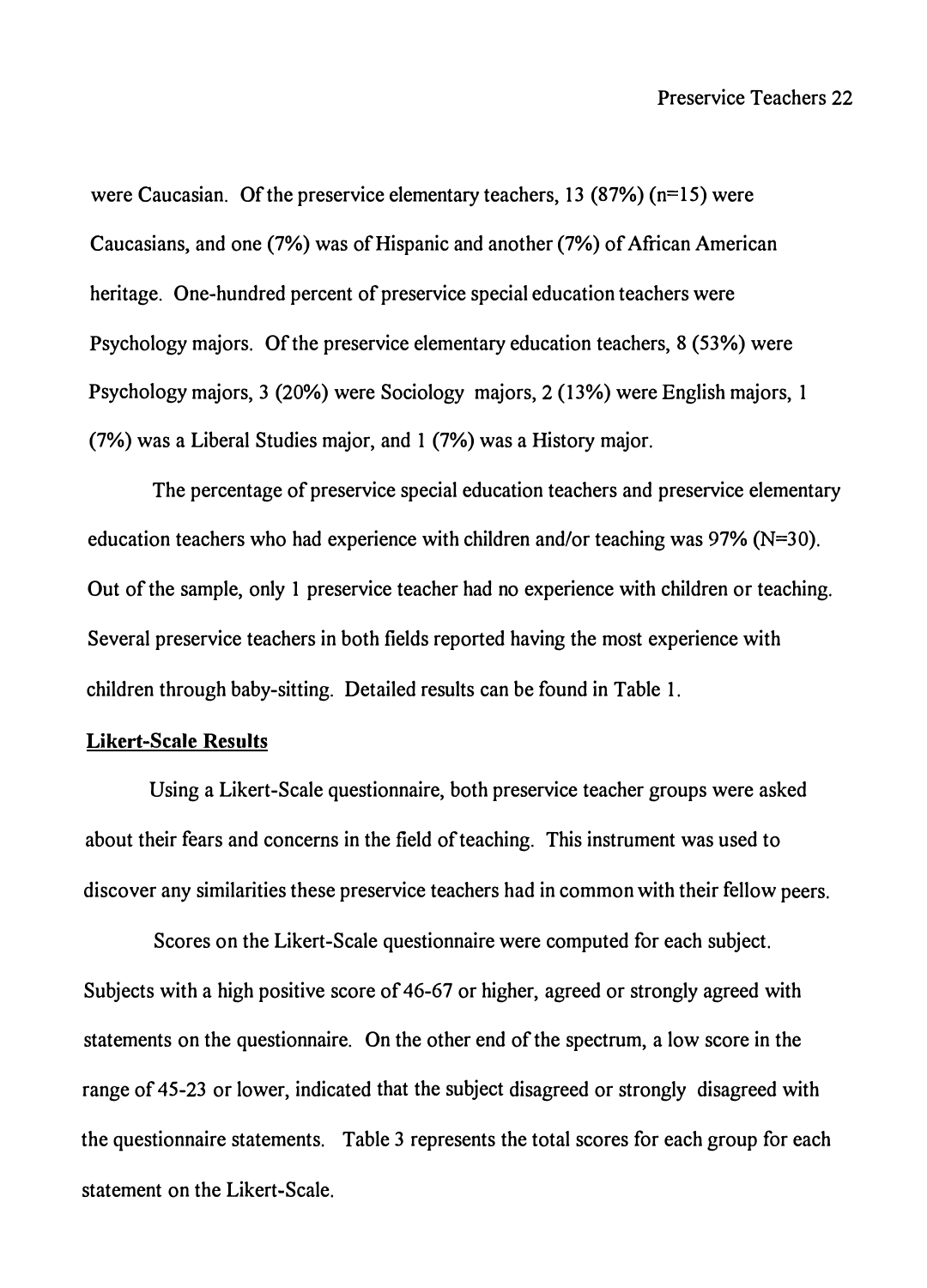were Caucasian. Of the preservice elementary teachers, 13 (87%) (n=15) were Caucasians, and one (7%) was of Hispanic and another (7%) of African American heritage. One-hundred percent of preservice special education teachers were Psychology majors. Of the preservice elementary education teachers, 8 (53%) were Psychology majors, 3 (20%) were Sociology majors, 2 (13%) were English majors, 1 (7%) was a Liberal Studies major, and 1 (7%) was a History major.

The percentage of preservice special education teachers and preservice elementary education teachers who had experience with children and/or teaching was 97% (N=30). Out of the sample, only 1 preservice teacher had no experience with children or teaching. Several preservice teachers in both fields reported having the most experience with children through baby-sitting. Detailed results can be found in Table 1.

**Likert-Scale Results**

Using a Likert-Scale questionnaire, both preservice teacher groups were asked about their fears and concerns in the field of teaching. This instrument was used to discover any similarities these preservice teachers had in common with their fellow peers.

Scores on the Likert-Scale questionnaire were computed for each subject. Subjects with a high positive score of 46-67 or higher, agreed or strongly agreed with statements on the questionnaire. On the other end of the spectrum, a low score in the range of 45-23 or lower, indicated that the subject disagreed or strongly disagreed with the questionnaire statements. Table 3 represents the total scores for each group for each statement on the Likert-Scale.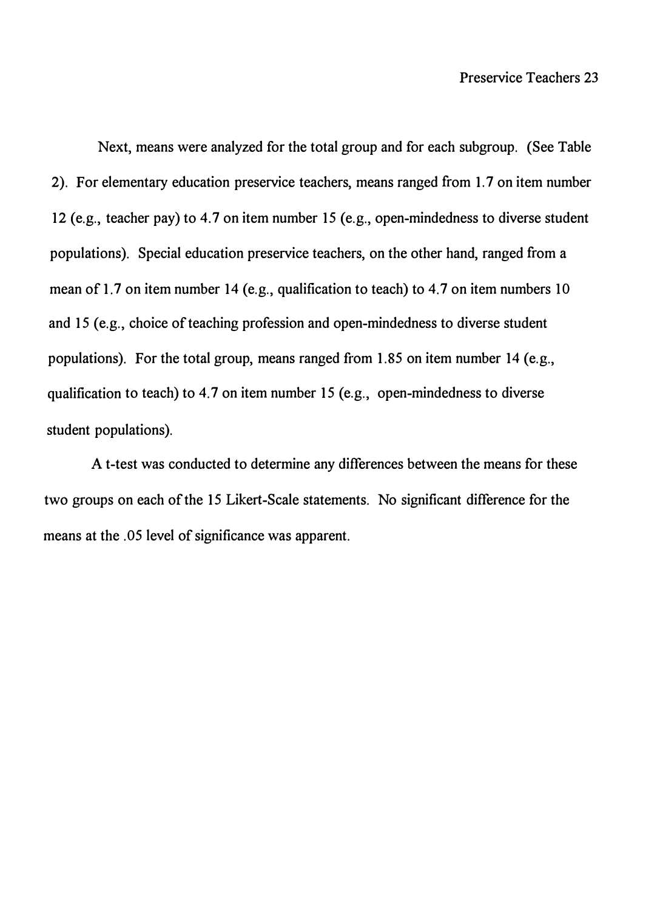Next, means were analyzed for the total group and for each subgroup. (See Table 2). For elementary education preservice teachers, means ranged from 1.7 on item number 12 (e.g., teacher pay) to 4.7 on item number 15 (e.g., open-mindedness to diverse student populations). Special education preservice teachers, on the other hand, ranged from a mean of 1.7 on item number 14 (e.g., qualification to teach) to 4.7 on item numbers 10 and 15 (e.g., choice of teaching profession and open-mindedness to diverse student populations). For the total group, means ranged from 1.85 on item number 14 (e.g., qualification to teach) to 4.7 on item number 15 (e.g., open-mindedness to diverse student populations).

A t-test was conducted to determine any differences between the means for these two groups on each of the 15 Likert-Scale statements. No significant difference for the means at the .05 level of significance was apparent.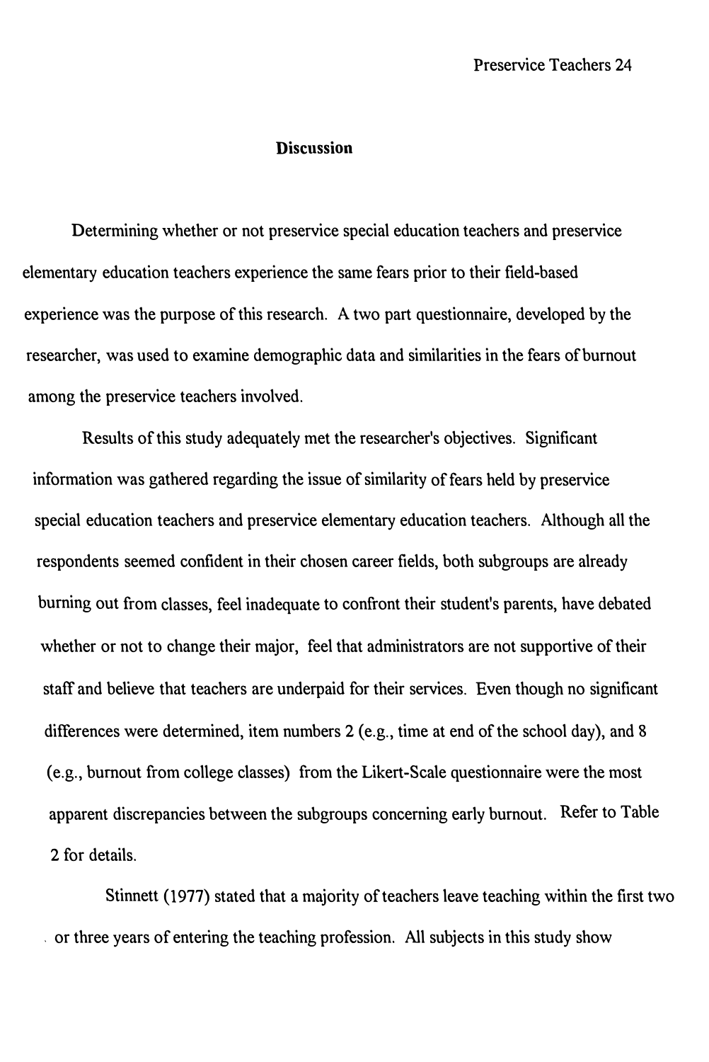## Discussion

Determining whether or not preservice special education teachers and preservice elementary education teachers experience the same fears prior to their field-based experience was the purpose of this research. A two part questionnaire, developed by the researcher, was used to examine demographic data and similarities in the fears of burnout among the preservice teachers involved.

Results of this study adequately met the researcher's objectives. Significant information was gathered regarding the issue of similarity of fears held by preservice special education teachers and preservice elementary education teachers. Although all the respondents seemed confident in their chosen career fields, both subgroups are already burning out from classes, feel inadequate to confront their student's parents, have debated whether or not to change their major, feel that administrators are not supportive of their staff and believe that teachers are underpaid for their services. Even though no significant differences were determined, item numbers 2 (e.g., time at end of the school day), and 8 (e.g., burnout from college classes) from the Likert-Scale questionnaire were the most apparent discrepancies between the subgroups concerning early burnout. Refer to Table 2 for details.

Stinnett (1977) stated that a majority of teachers leave teaching within the first two or three years of entering the teaching profession. All subjects in this study show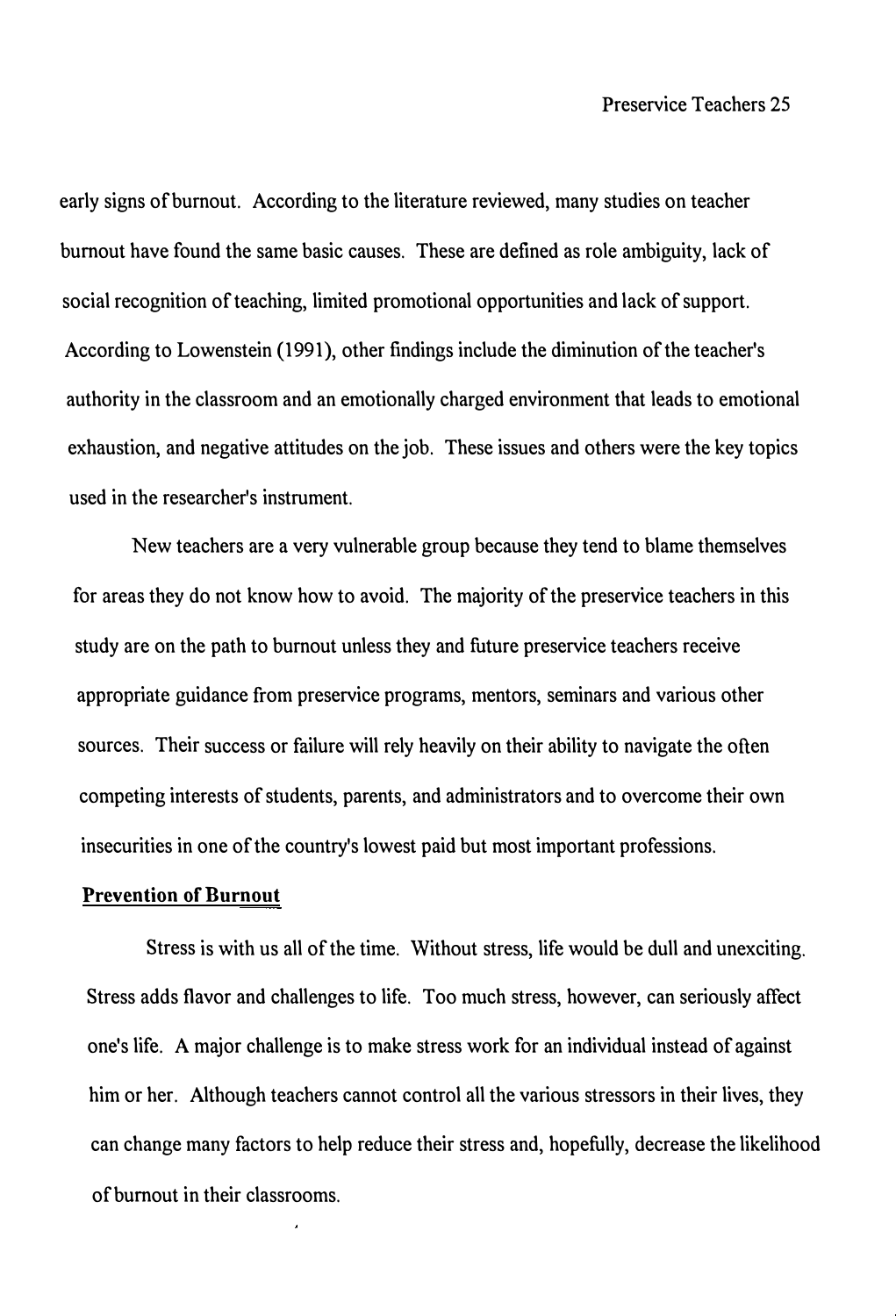early signs of burnout. According to the literature reviewed, many studies on teacher burnout have found the same basic causes. These are defined as role ambiguity, lack of social recognition of teaching, limited promotional opportunities and lack of support. According to Lowenstein (1991), other findings include the diminution of the teacher's authority in the classroom and an emotionally charged environment that leads to emotional exhaustion, and negative attitudes on the job. These issues and others were the key topics used in the researcher's instrument.

New teachers are a very vulnerable group because they tend to blame themselves for areas they do not know how to avoid. The majority of the preservice teachers in this study are on the path to burnout unless they and future preservice teachers receive appropriate guidance from preservice programs, mentors, seminars and various other sources. Their success or failure will rely heavily on their ability to navigate the often competing interests of students, parents, and administrators and to overcome their own insecurities in one of the country's lowest paid but most important professions.

## Prevention of Burnout

Stress is with us all of the time. Without stress, life would be dull and unexciting. Stress adds flavor and challenges to life. Too much stress, however, can seriously affect one's life. A major challenge is to make stress work for an individual instead of against him or her. Although teachers cannot control all the various stressors in their lives, they can change many factors to help reduce their stress and, hopefully, decrease the likelihood of burnout in their classrooms.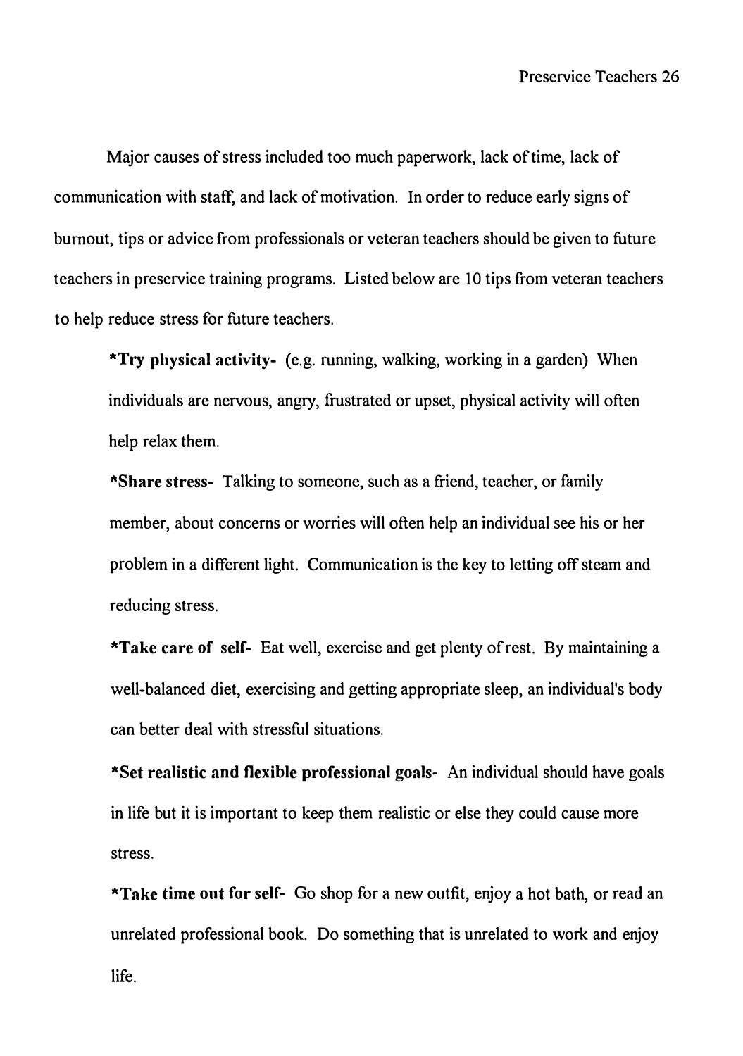Major causes of stress included too much paperwork, lack of time, lack of communication with staff, and lack of motivation. In order to reduce early signs of burnout, tips or advice from professionals or veteran teachers should be given to future teachers in preservice training programs. Listed below are 10 tips from veteran teachers to help reduce stress for future teachers.

*__Try physical activity-__ (e.g. running, walking, working in a garden) When individuals are nervous, angry, frustrated or upset, physical activity will often help relax them.

*__Share stress-__ Talking to someone, such as a friend, teacher, or family member, about concerns or worries will often help an individual see his or her problem in a different light. Communication is the key to letting off steam and reducing stress.

*__Take care of self-__ Eat well, exercise and get plenty of rest. By maintaining a well-balanced diet, exercising and getting appropriate sleep, an individual's body can better deal with stressful situations.

*__Set realistic and flexible professional goals-__ An individual should have goals in life but it is important to keep them realistic or else they could cause more stress.

*__Take time out for self-__ Go shop for a new outfit, enjoy a hot bath, or read an unrelated professional book. Do something that is unrelated to work and enjoy life.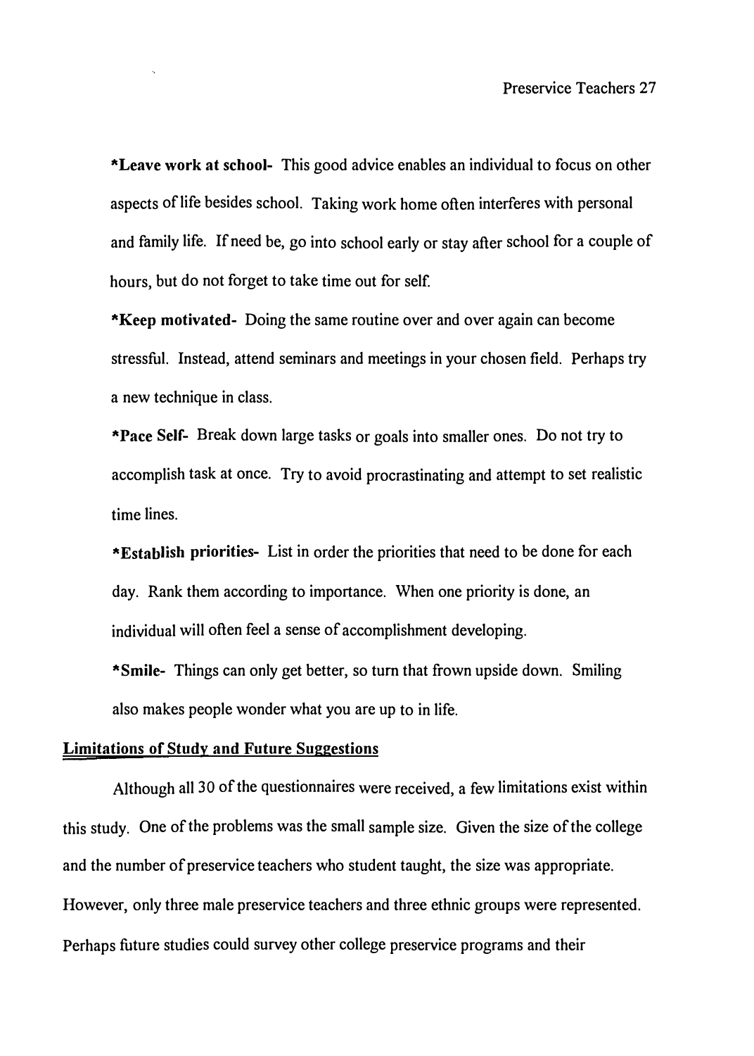*__Leave work at school-__ This good advice enables an individual to focus on other aspects of life besides school. Taking work home often interferes with personal and family life. If need be, go into school early or stay after school for a couple of hours, but do not forget to take time out for self.

*__Keep motivated-__ Doing the same routine over and over again can become stressful. Instead, attend seminars and meetings in your chosen field. Perhaps try a new technique in class.

*__Pace Self-__ Break down large tasks or goals into smaller ones. Do not try to accomplish task at once. Try to avoid procrastinating and attempt to set realistic time lines.

*__Establish priorities-__ List in order the priorities that need to be done for each day. Rank them according to importance. When one priority is done, an individual will often feel a sense of accomplishment developing.

*__Smile-__ Things can only get better, so turn that frown upside down. Smiling also makes people wonder what you are up to in life.

## Limitations of Study and Future Suggestions

Although all 30 of the questionnaires were received, a few limitations exist within this study. One of the problems was the small sample size. Given the size of the college and the number of preservice teachers who student taught, the size was appropriate. However, only three male preservice teachers and three ethnic groups were represented. Perhaps future studies could survey other college preservice programs and their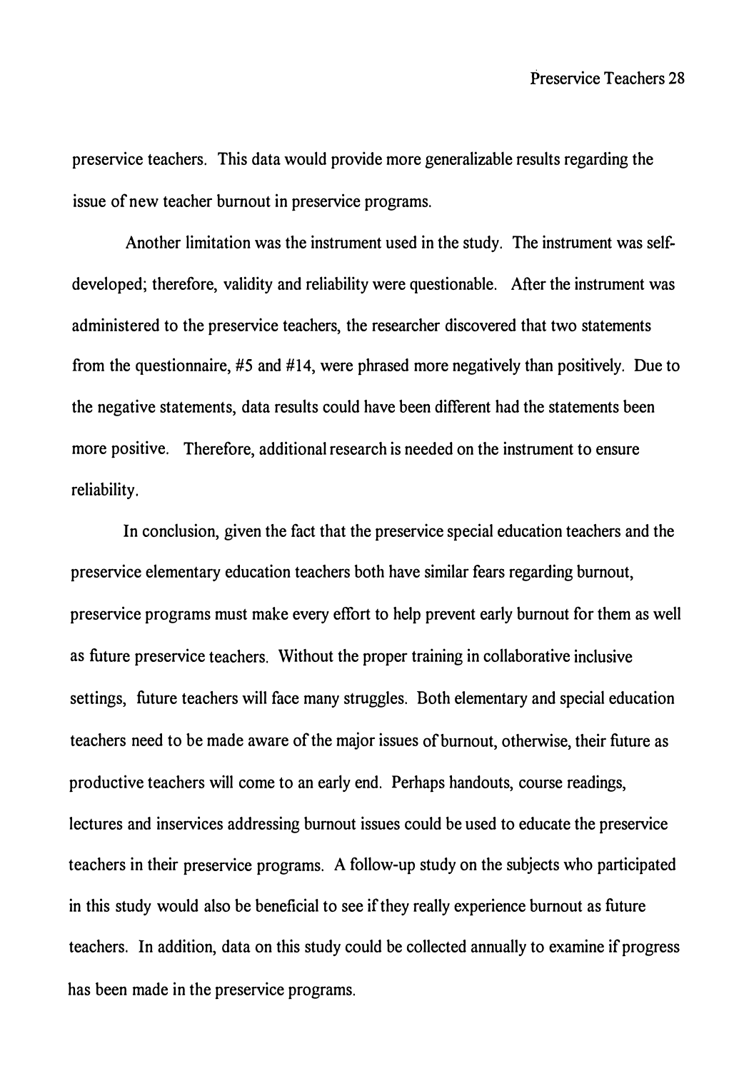preservice teachers. This data would provide more generalizable results regarding the issue of new teacher burnout in preservice programs.

Another limitation was the instrument used in the study. The instrument was self-developed; therefore, validity and reliability were questionable. After the instrument was administered to the preservice teachers, the researcher discovered that two statements from the questionnaire, #5 and #14, were phrased more negatively than positively. Due to the negative statements, data results could have been different had the statements been more positive. Therefore, additional research is needed on the instrument to ensure reliability.

In conclusion, given the fact that the preservice special education teachers and the preservice elementary education teachers both have similar fears regarding burnout, preservice programs must make every effort to help prevent early burnout for them as well as future preservice teachers. Without the proper training in collaborative inclusive settings, future teachers will face many struggles. Both elementary and special education teachers need to be made aware of the major issues of burnout, otherwise, their future as productive teachers will come to an early end. Perhaps handouts, course readings, lectures and inservices addressing burnout issues could be used to educate the preservice teachers in their preservice programs. A follow-up study on the subjects who participated in this study would also be beneficial to see if they really experience burnout as future teachers. In addition, data on this study could be collected annually to examine if progress has been made in the preservice programs.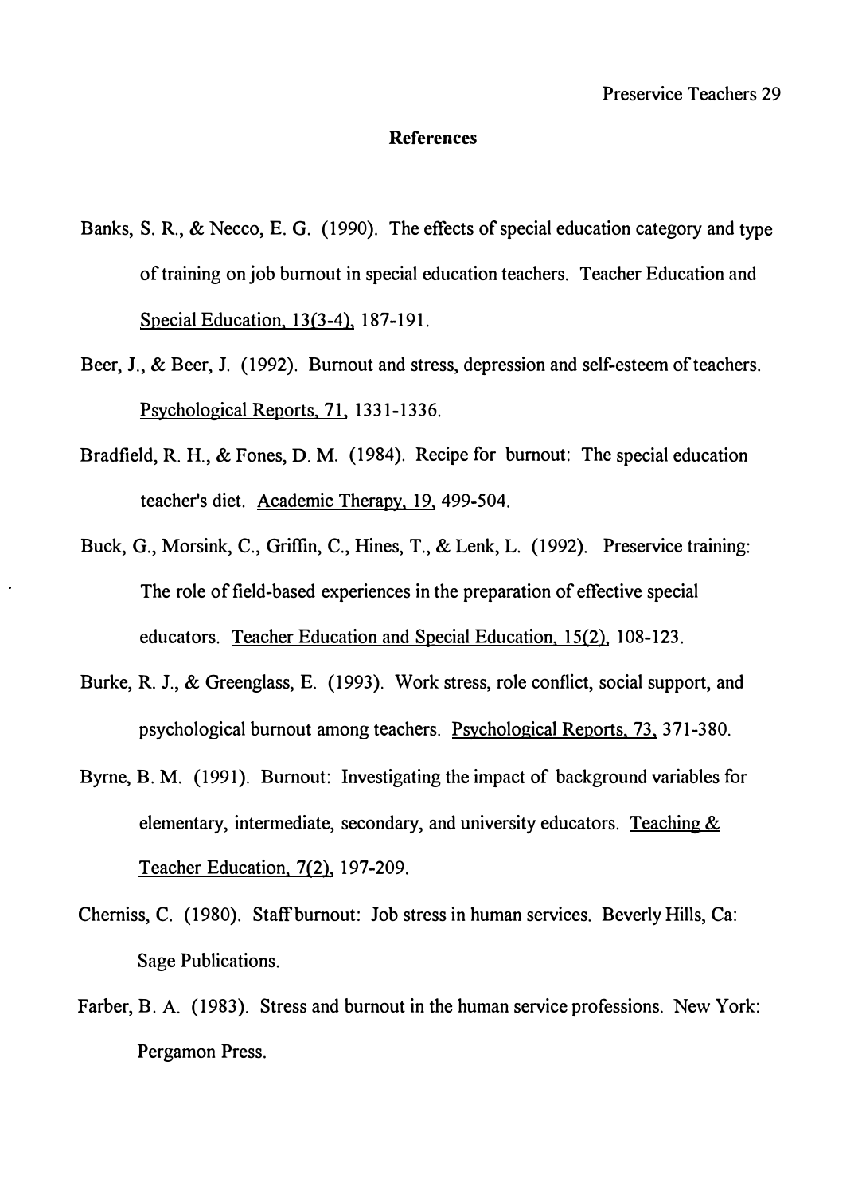## References

Banks, S. R., & Necco, E. G. (1990). The effects of special education category and type of training on job burnout in special education teachers. Teacher Education and Special Education, 13(3-4), 187-191.

Beer, J., & Beer, J. (1992). Burnout and stress, depression and self-esteem of teachers. Psychological Reports, 71, 1331-1336.

Bradfield, R. H., & Fones, D. M. (1984). Recipe for burnout: The special education teacher's diet. Academic Therapy, 19, 499-504.

Buck, G., Morsink, C., Griffin, C., Hines, T., & Lenk, L. (1992). Preservice training: The role of field-based experiences in the preparation of effective special educators. Teacher Education and Special Education, 15(2), 108-123.

Burke, R. J., & Greenglass, E. (1993). Work stress, role conflict, social support, and psychological burnout among teachers. Psychological Reports, 73, 371-380.

Byrne, B. M. (1991). Burnout: Investigating the impact of background variables for elementary, intermediate, secondary, and university educators. Teaching & Teacher Education, 7(2), 197-209.

Cherniss, C. (1980). Staff burnout: Job stress in human services. Beverly Hills, Ca: Sage Publications.

Farber, B. A. (1983). Stress and burnout in the human service professions. New York: Pergamon Press.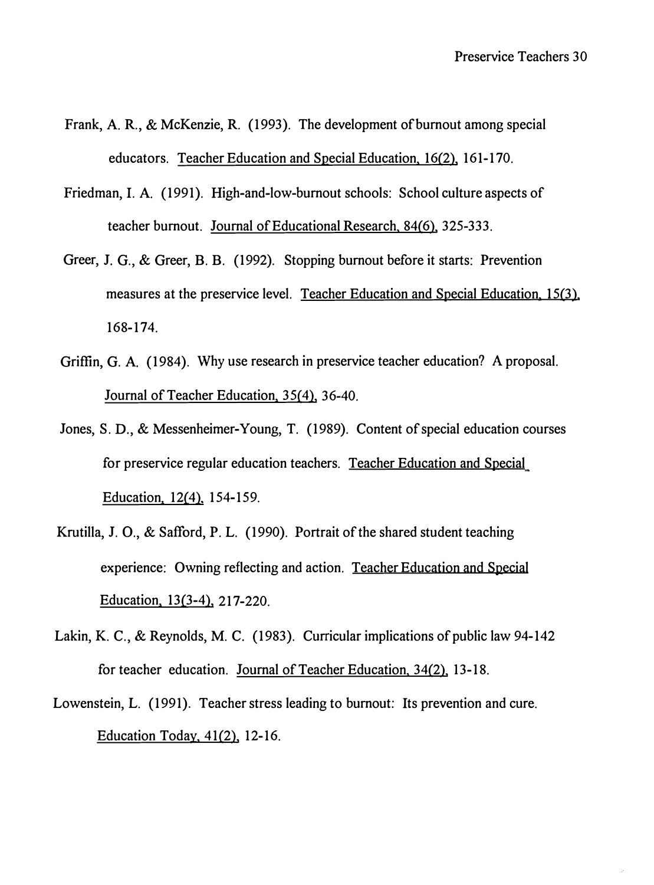Frank, A. R., & McKenzie, R. (1993). The development of burnout among special educators. Teacher Education and Special Education, 16(2), 161-170.

Friedman, I. A. (1991). High-and-low-burnout schools: School culture aspects of teacher burnout. Journal of Educational Research, 84(6), 325-333.

Greer, J. G., & Greer, B. B. (1992). Stopping burnout before it starts: Prevention measures at the preservice level. Teacher Education and Special Education, 15(3), 168-174.

Griffin, G. A. (1984). Why use research in preservice teacher education? A proposal. Journal of Teacher Education, 35(4), 36-40.

Jones, S. D., & Messenheimer-Young, T. (1989). Content of special education courses for preservice regular education teachers. Teacher Education and Special Education, 12(4), 154-159.

Krutilla, J. O., & Safford, P. L. (1990). Portrait of the shared student teaching experience: Owning reflecting and action. Teacher Education and Special Education, 13(3-4), 217-220.

Lakin, K. C., & Reynolds, M. C. (1983). Curricular implications of public law 94-142 for teacher education. Journal of Teacher Education, 34(2), 13-18.

Lowenstein, L. (1991). Teacher stress leading to burnout: Its prevention and cure. Education Today, 41(2), 12-16.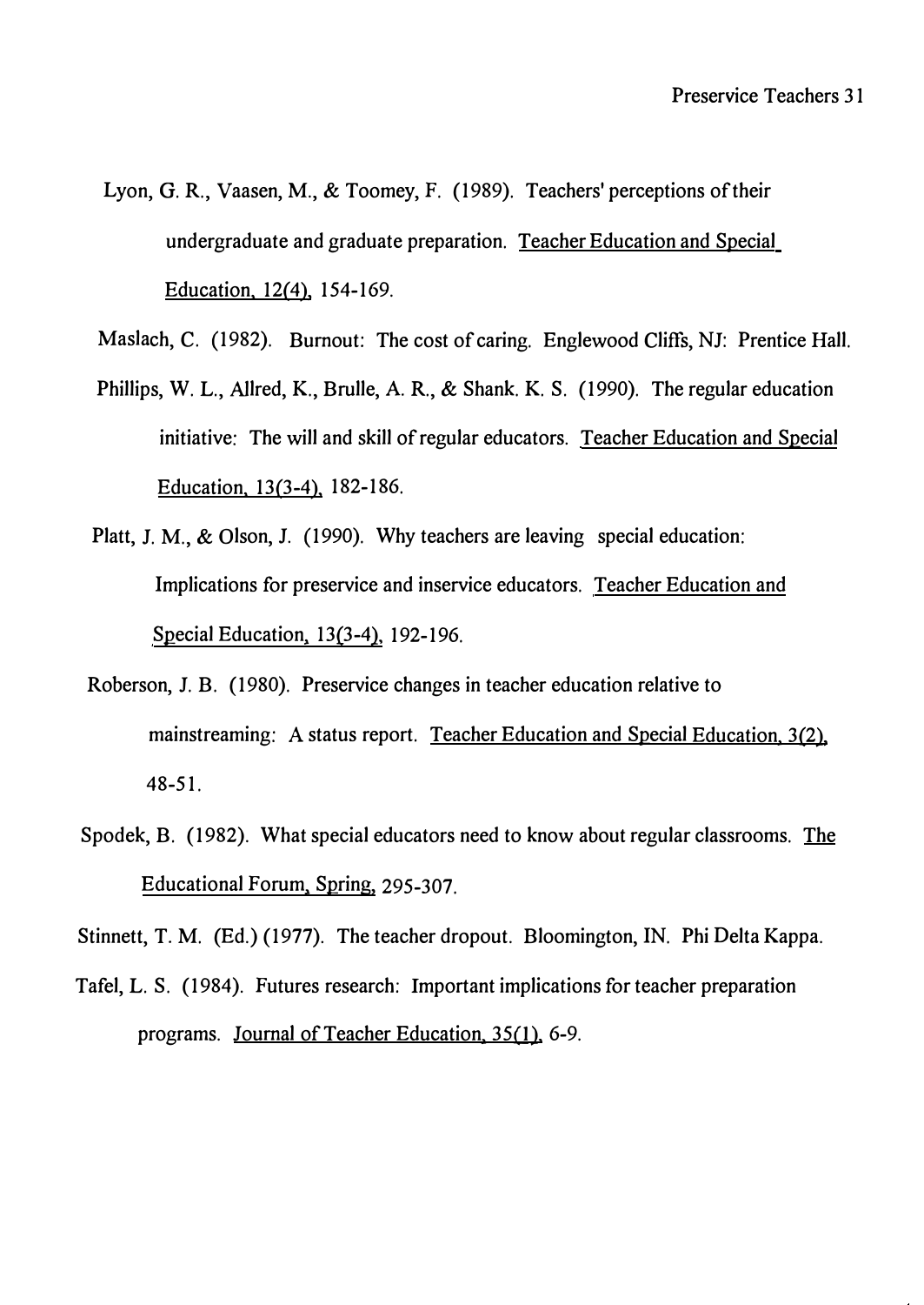Lyon, G. R., Vaasen, M., & Toomey, F. (1989). Teachers' perceptions of their undergraduate and graduate preparation. Teacher Education and Special Education, 12(4), 154-169.

Maslach, C. (1982). Burnout: The cost of caring. Englewood Cliffs, NJ: Prentice Hall.

Phillips, W. L., Allred, K., Brulle, A. R., & Shank. K. S. (1990). The regular education initiative: The will and skill of regular educators. Teacher Education and Special Education, 13(3-4), 182-186.

Platt, J. M., & Olson, J. (1990). Why teachers are leaving special education: Implications for preservice and inservice educators. Teacher Education and Special Education, 13(3-4), 192-196.

Roberson, J. B. (1980). Preservice changes in teacher education relative to mainstreaming: A status report. Teacher Education and Special Education, 3(2), 48-51.

Spodek, B. (1982). What special educators need to know about regular classrooms. The Educational Forum, Spring, 295-307.

Stinnett, T. M. (Ed.) (1977). The teacher dropout. Bloomington, IN. Phi Delta Kappa.

Tafel, L. S. (1984). Futures research: Important implications for teacher preparation programs. Journal of Teacher Education, 35(1), 6-9.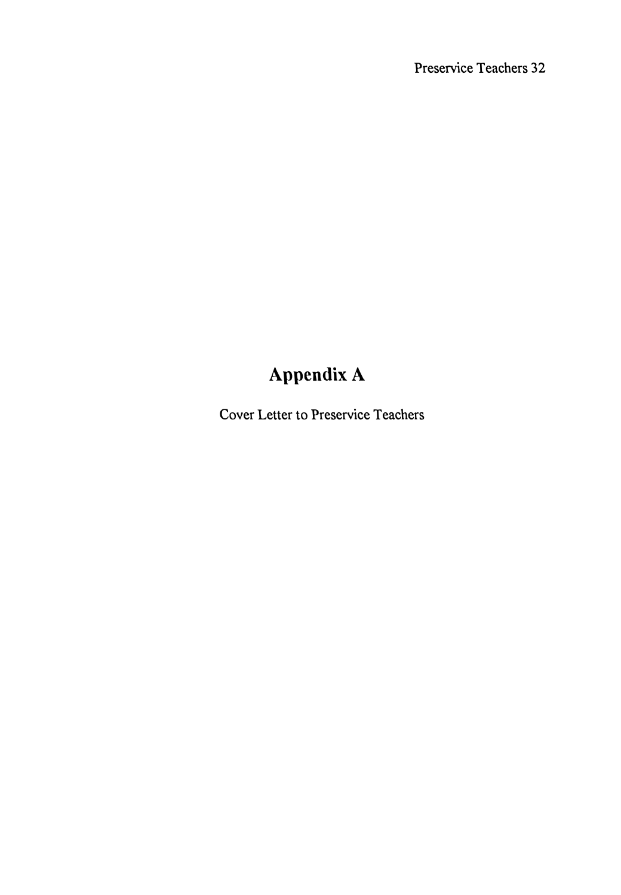# Appendix A

Cover Letter to Preservice Teachers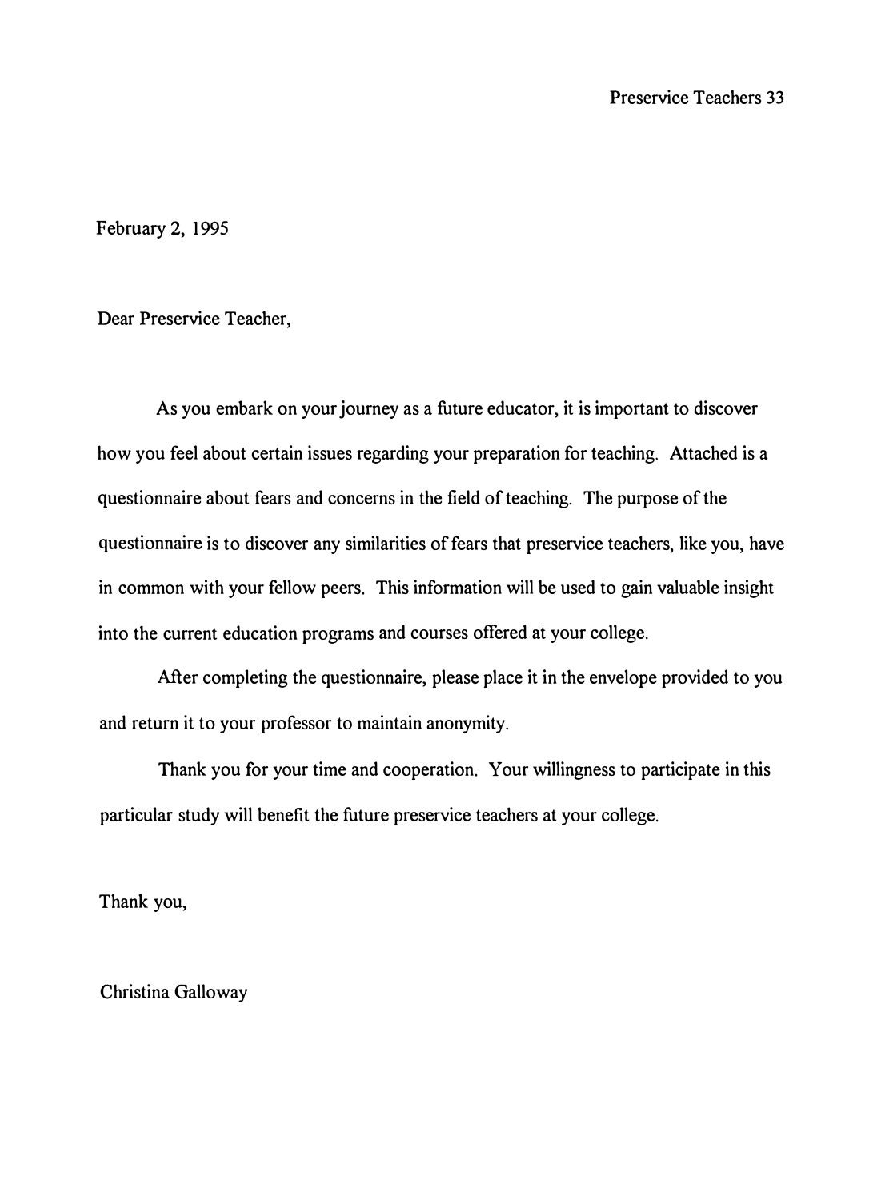February 2, 1995

Dear Preservice Teacher,

As you embark on your journey as a future educator, it is important to discover how you feel about certain issues regarding your preparation for teaching. Attached is a questionnaire about fears and concerns in the field of teaching. The purpose of the questionnaire is to discover any similarities of fears that preservice teachers, like you, have in common with your fellow peers. This information will be used to gain valuable insight into the current education programs and courses offered at your college.

After completing the questionnaire, please place it in the envelope provided to you and return it to your professor to maintain anonymity.

Thank you for your time and cooperation. Your willingness to participate in this particular study will benefit the future preservice teachers at your college.

Thank you,

Christina Galloway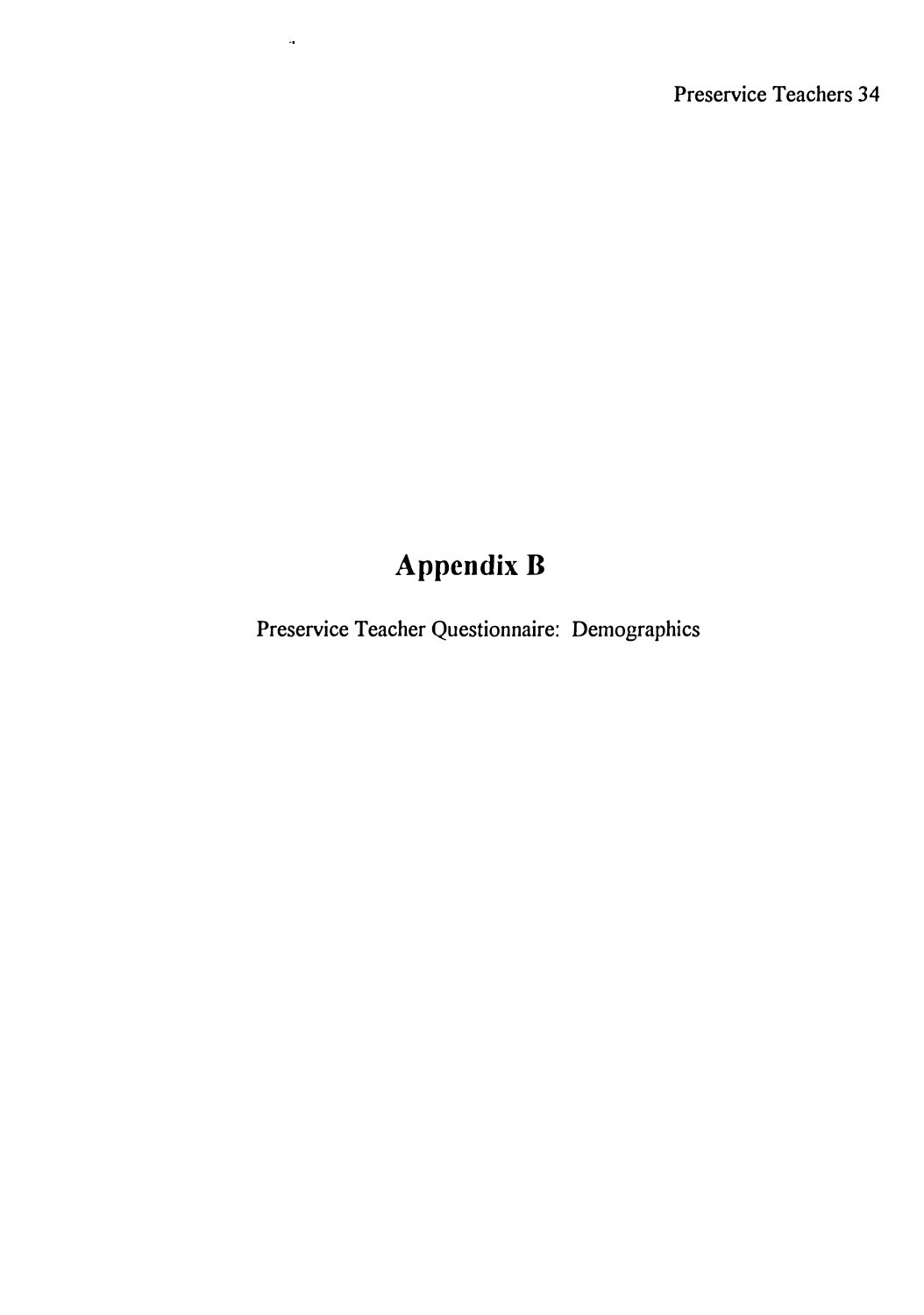# Appendix B

Preservice Teacher Questionnaire: Demographics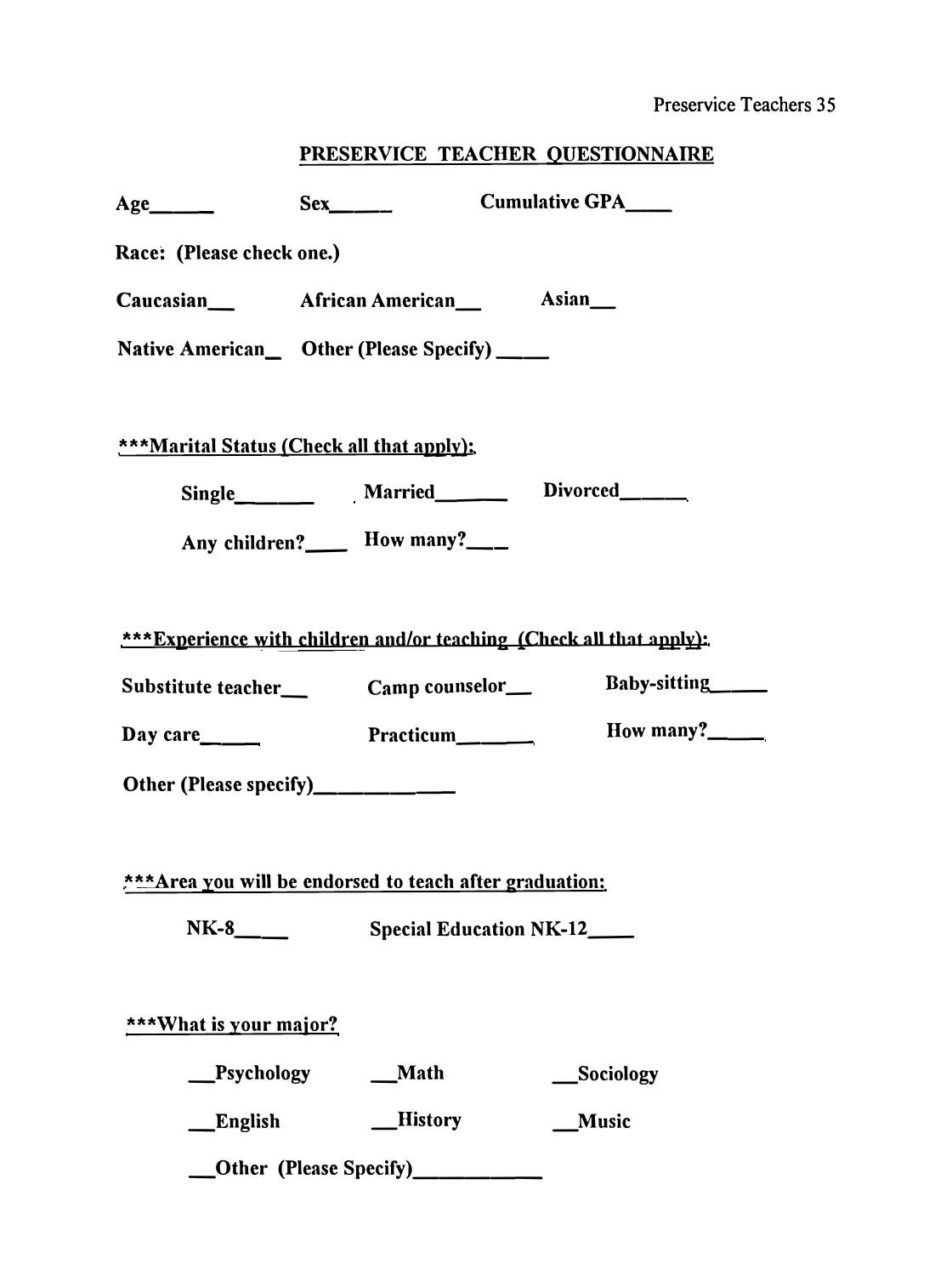## PRESERVICE TEACHER QUESTIONNAIRE

**Age______ Sex_____ Cumulative GPA____**

**Race: (Please check one.)**

**Caucasian__ African American__ Asian__**

**Native American_ Other (Please Specify) _____**

**\*\*\*Marital Status (Check all that apply):**

**Single_______ Married______ Divorced______**

**Any children?____ How many?___**

**\*\*\*Experience with children and/or teaching (Check all that apply):**

**Substitute teacher__ Camp counselor__ Baby-sitting_____**

**Day care_____ Practicum_______ How many?_____**

**Other (Please specify)_____________**

**\*\*\*Area you will be endorsed to teach after graduation:**

**NK-8_____ Special Education NK-12____**

**\*\*\*What is your major?**

**__Psychology __Math __Sociology**

**__English __History __Music**

**__Other (Please Specify)____________**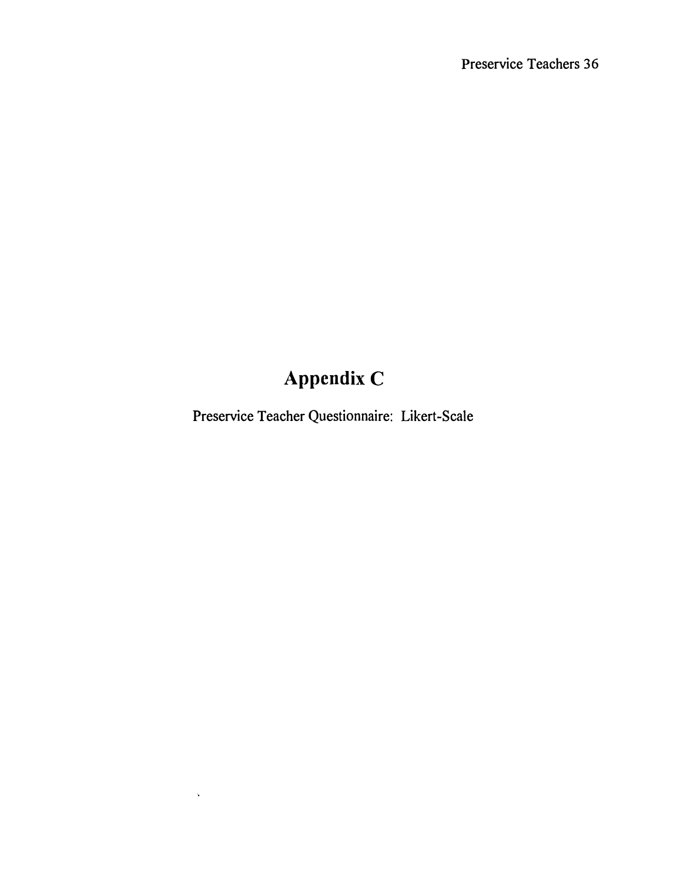# Appendix C

Preservice Teacher Questionnaire: Likert-Scale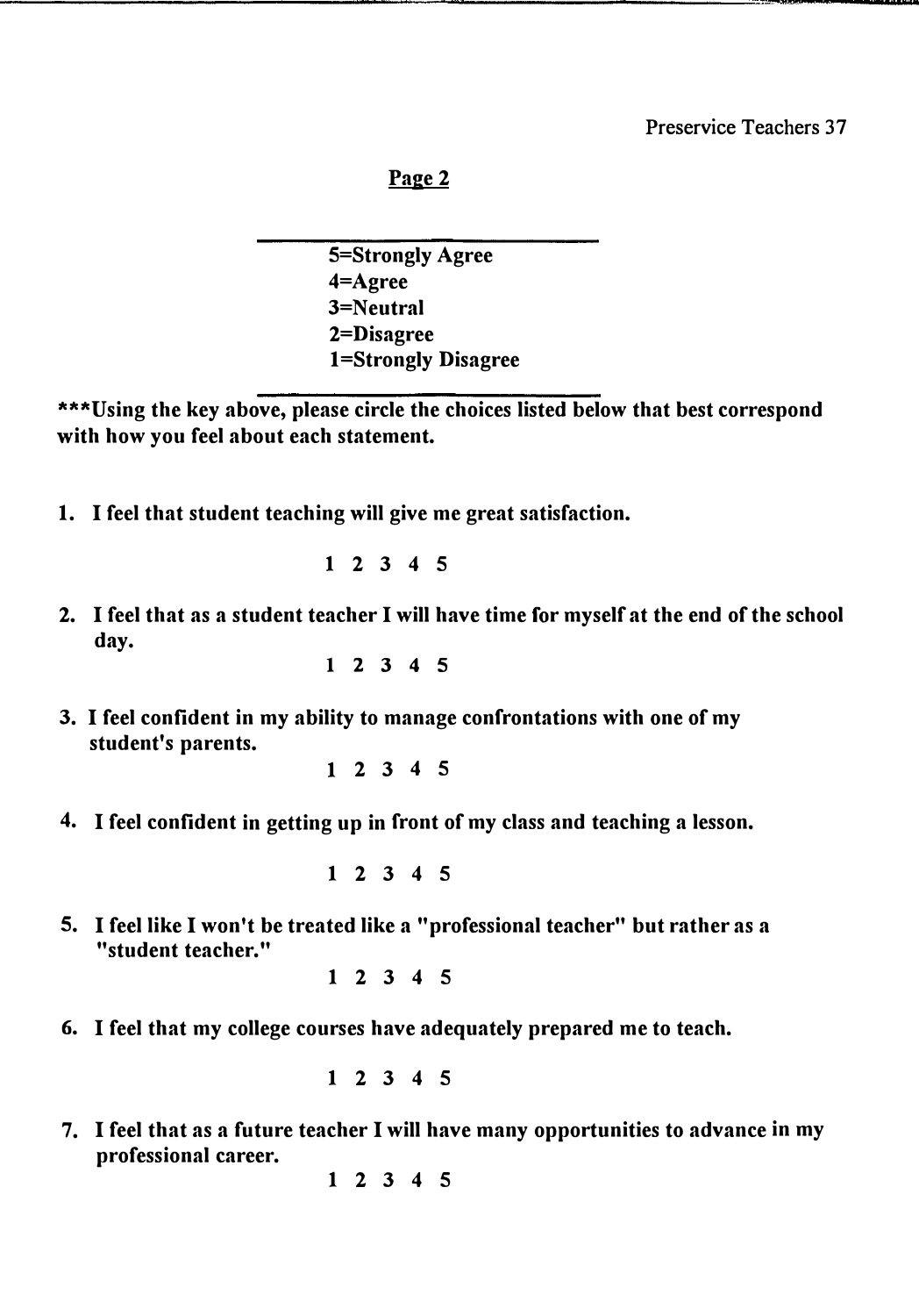**Page 2**

**5=Strongly Agree**
**4=Agree**
**3=Neutral**
**2=Disagree**
**1=Strongly Disagree**

*****Using the key above, please circle the choices listed below that best correspond with how you feel about each statement.**

1. **I feel that student teaching will give me great satisfaction.**

   **1 2 3 4 5**

2. **I feel that as a student teacher I will have time for myself at the end of the school day.**

   **1 2 3 4 5**

3. **I feel confident in my ability to manage confrontations with one of my student's parents.**

   **1 2 3 4 5**

4. **I feel confident in getting up in front of my class and teaching a lesson.**

   **1 2 3 4 5**

5. **I feel like I won't be treated like a "professional teacher" but rather as a "student teacher."**

   **1 2 3 4 5**

6. **I feel that my college courses have adequately prepared me to teach.**

   **1 2 3 4 5**

7. **I feel that as a future teacher I will have many opportunities to advance in my professional career.**

   **1 2 3 4 5**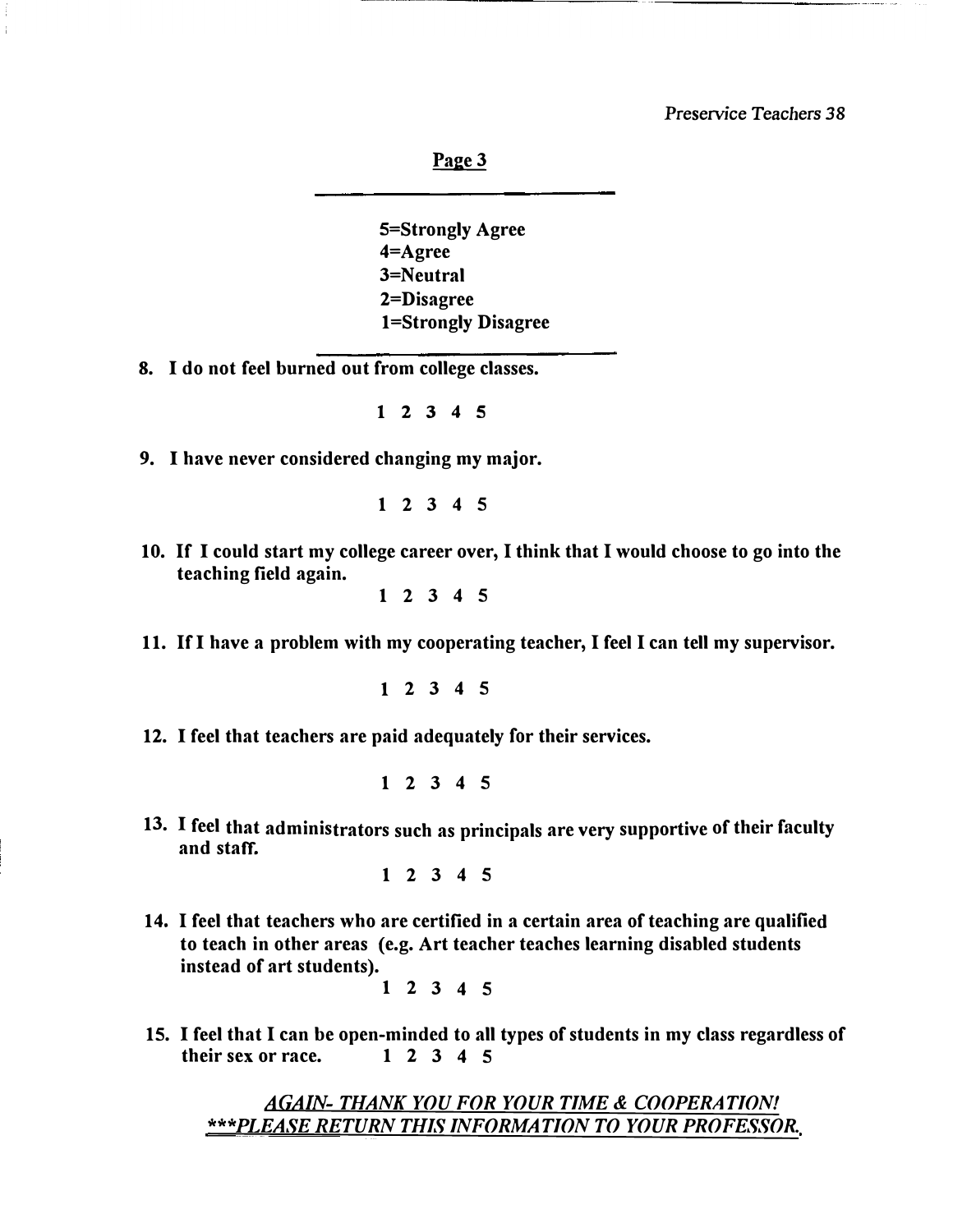**Page 3**

---

**5=Strongly Agree**
**4=Agree**
**3=Neutral**
**2=Disagree**
**1=Strongly Disagree**

---

**8. I do not feel burned out from college classes.**

**1 2 3 4 5**

**9. I have never considered changing my major.**

**1 2 3 4 5**

**10. If I could start my college career over, I think that I would choose to go into the teaching field again.**

**1 2 3 4 5**

**11. If I have a problem with my cooperating teacher, I feel I can tell my supervisor.**

**1 2 3 4 5**

**12. I feel that teachers are paid adequately for their services.**

**1 2 3 4 5**

**13. I feel that administrators such as principals are very supportive of their faculty and staff.**

**1 2 3 4 5**

**14. I feel that teachers who are certified in a certain area of teaching are qualified to teach in other areas (e.g. Art teacher teaches learning disabled students instead of art students).**

**1 2 3 4 5**

**15. I feel that I can be open-minded to all types of students in my class regardless of their sex or race. 1 2 3 4 5**

***AGAIN- THANK YOU FOR YOUR TIME & COOPERATION!***
******PLEASE RETURN THIS INFORMATION TO YOUR PROFESSOR.***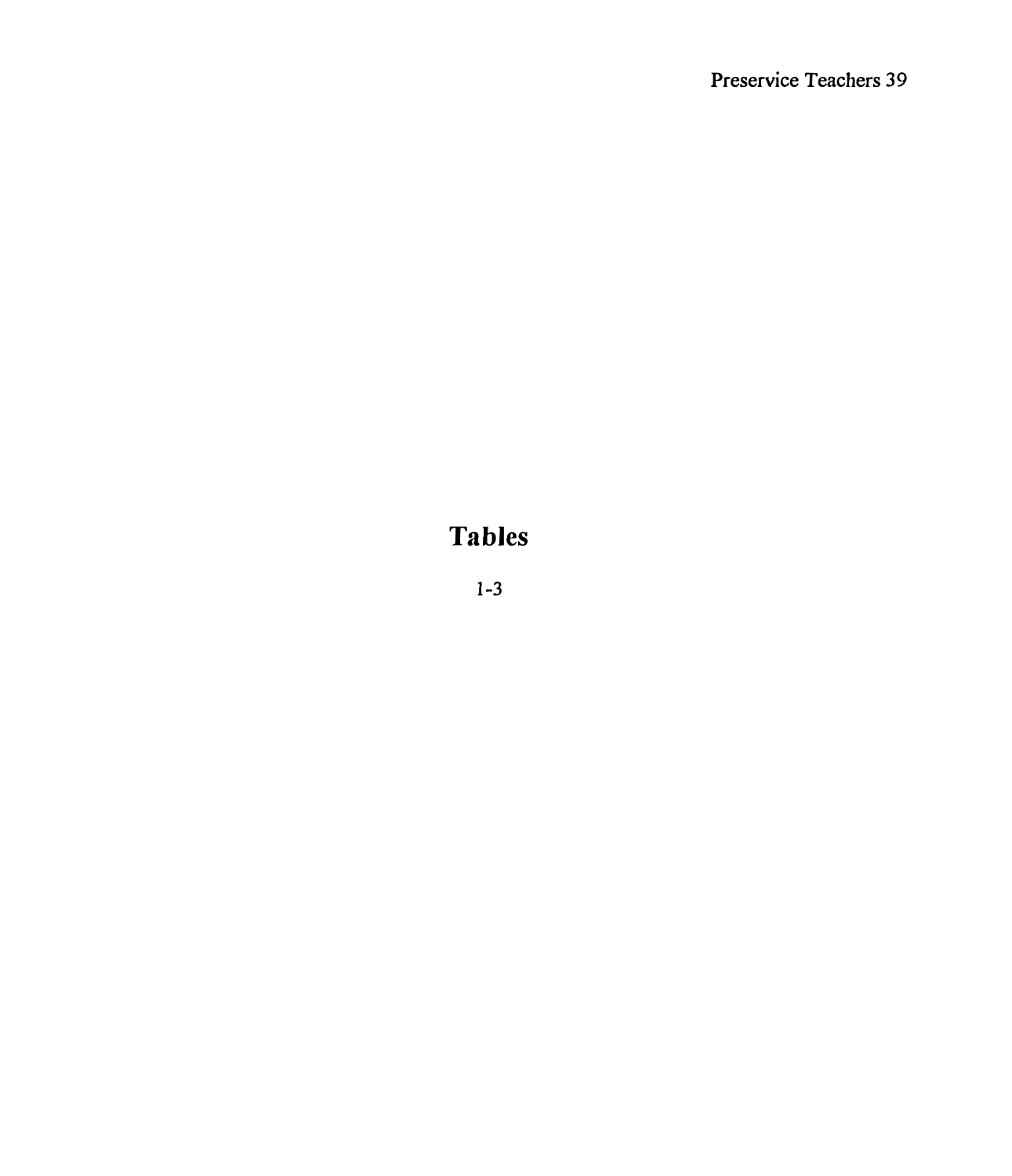# Tables

1-3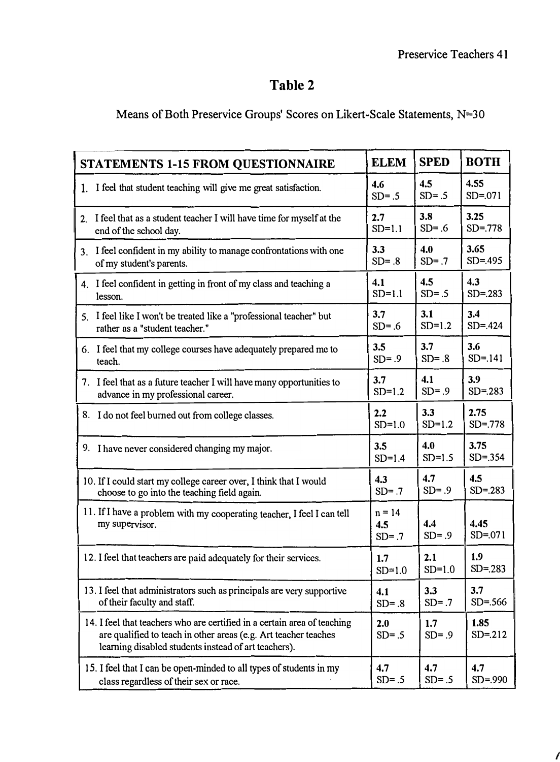# Table 2

Means of Both Preservice Groups' Scores on Likert-Scale Statements, N=30

| STATEMENTS 1-15 FROM QUESTIONNAIRE | ELEM | SPED | BOTH |
|---|---|---|---|
| 1. I feel that student teaching will give me great satisfaction. | **4.6** SD= .5 | **4.5** SD= .5 | **4.55** SD=.071 |
| 2. I feel that as a student teacher I will have time for myself at the end of the school day. | **2.7** SD=1.1 | **3.8** SD= .6 | **3.25** SD=.778 |
| 3. I feel confident in my ability to manage confrontations with one of my student's parents. | **3.3** SD= .8 | **4.0** SD= .7 | **3.65** SD=.495 |
| 4. I feel confident in getting in front of my class and teaching a lesson. | **4.1** SD=1.1 | **4.5** SD= .5 | **4.3** SD=.283 |
| 5. I feel like I won't be treated like a "professional teacher" but rather as a "student teacher." | **3.7** SD= .6 | **3.1** SD=1.2 | **3.4** SD=.424 |
| 6. I feel that my college courses have adequately prepared me to teach. | **3.5** SD= .9 | **3.7** SD= .8 | **3.6** SD=.141 |
| 7. I feel that as a future teacher I will have many opportunities to advance in my professional career. | **3.7** SD=1.2 | **4.1** SD= .9 | **3.9** SD=.283 |
| 8. I do not feel burned out from college classes. | **2.2** SD=1.0 | **3.3** SD=1.2 | **2.75** SD=.778 |
| 9. I have never considered changing my major. | **3.5** SD=1.4 | **4.0** SD=1.5 | **3.75** SD=.354 |
| 10. If I could start my college career over, I think that I would choose to go into the teaching field again. | **4.3** SD= .7 | **4.7** SD= .9 | **4.5** SD=.283 |
| 11. If I have a problem with my cooperating teacher, I feel I can tell my supervisor. | n = 14 **4.5** SD= .7 | **4.4** SD= .9 | **4.45** SD=.071 |
| 12. I feel that teachers are paid adequately for their services. | **1.7** SD=1.0 | **2.1** SD=1.0 | **1.9** SD=.283 |
| 13. I feel that administrators such as principals are very supportive of their faculty and staff. | **4.1** SD= .8 | **3.3** SD= .7 | **3.7** SD=.566 |
| 14. I feel that teachers who are certified in a certain area of teaching are qualified to teach in other areas (e.g. Art teacher teaches learning disabled students instead of art teachers). | **2.0** SD= .5 | **1.7** SD= .9 | **1.85** SD=.212 |
| 15. I feel that I can be open-minded to all types of students in my class regardless of their sex or race. | **4.7** SD= .5 | **4.7** SD= .5 | **4.7** SD=.990 |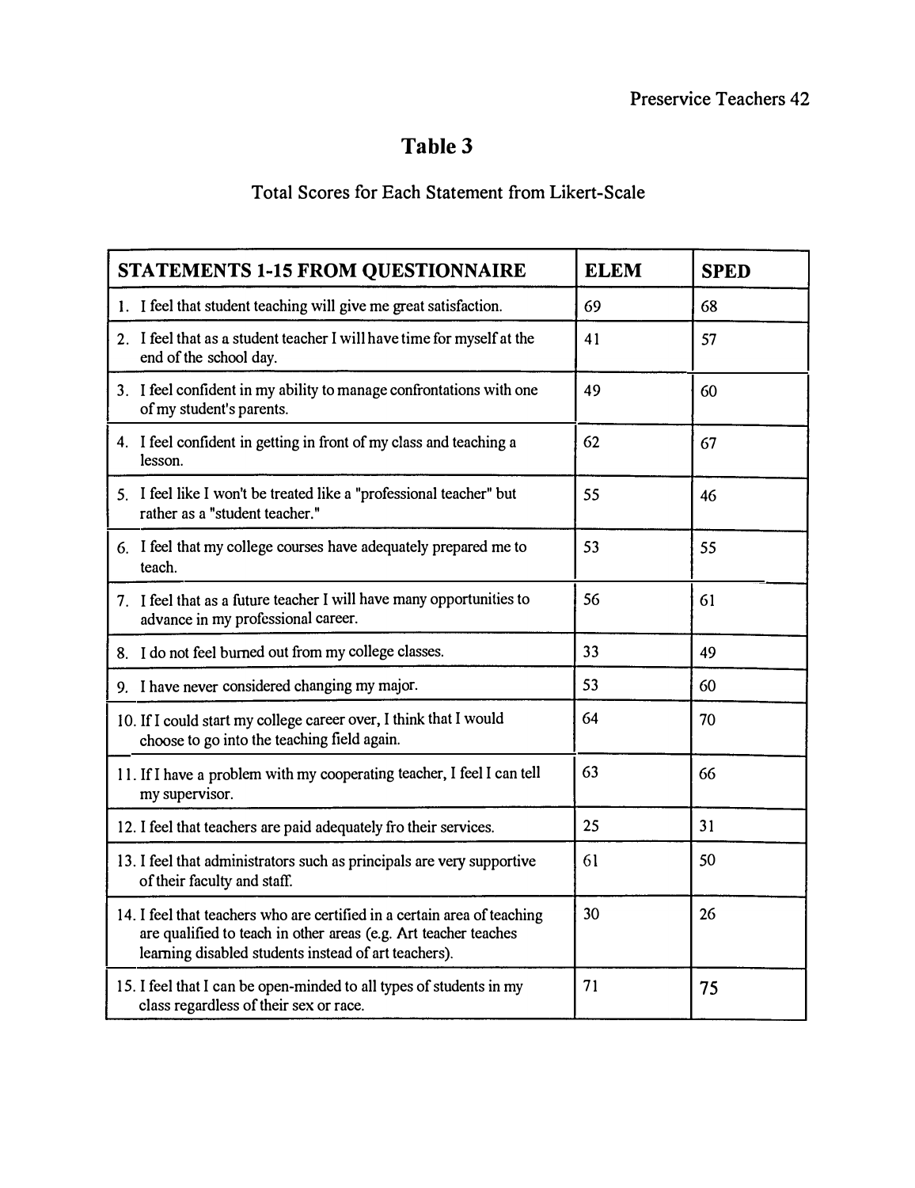# Table 3

Total Scores for Each Statement from Likert-Scale

| STATEMENTS 1-15 FROM QUESTIONNAIRE | ELEM | SPED |
|---|---|---|
| 1. I feel that student teaching will give me great satisfaction. | 69 | 68 |
| 2. I feel that as a student teacher I will have time for myself at the end of the school day. | 41 | 57 |
| 3. I feel confident in my ability to manage confrontations with one of my student's parents. | 49 | 60 |
| 4. I feel confident in getting in front of my class and teaching a lesson. | 62 | 67 |
| 5. I feel like I won't be treated like a "professional teacher" but rather as a "student teacher." | 55 | 46 |
| 6. I feel that my college courses have adequately prepared me to teach. | 53 | 55 |
| 7. I feel that as a future teacher I will have many opportunities to advance in my professional career. | 56 | 61 |
| 8. I do not feel burned out from my college classes. | 33 | 49 |
| 9. I have never considered changing my major. | 53 | 60 |
| 10. If I could start my college career over, I think that I would choose to go into the teaching field again. | 64 | 70 |
| 11. If I have a problem with my cooperating teacher, I feel I can tell my supervisor. | 63 | 66 |
| 12. I feel that teachers are paid adequately fro their services. | 25 | 31 |
| 13. I feel that administrators such as principals are very supportive of their faculty and staff. | 61 | 50 |
| 14. I feel that teachers who are certified in a certain area of teaching are qualified to teach in other areas (e.g. Art teacher teaches learning disabled students instead of art teachers). | 30 | 26 |
| 15. I feel that I can be open-minded to all types of students in my class regardless of their sex or race. | 71 | 75 |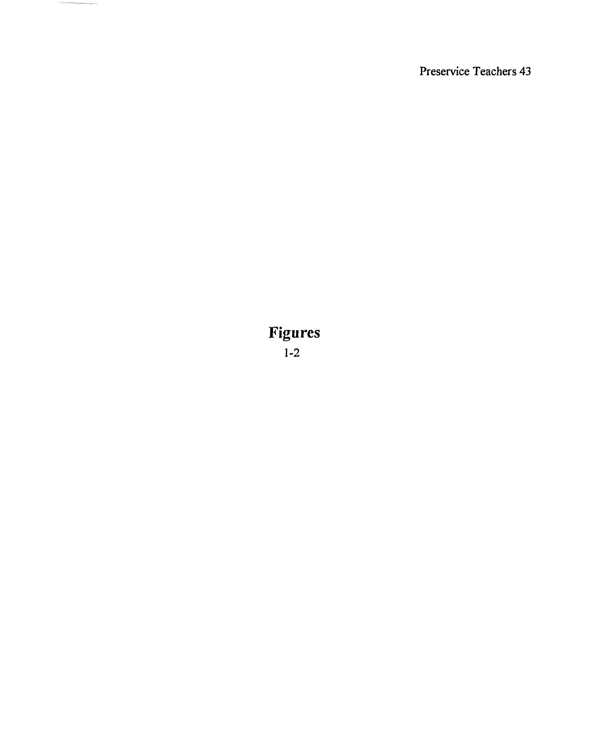# Figures

1-2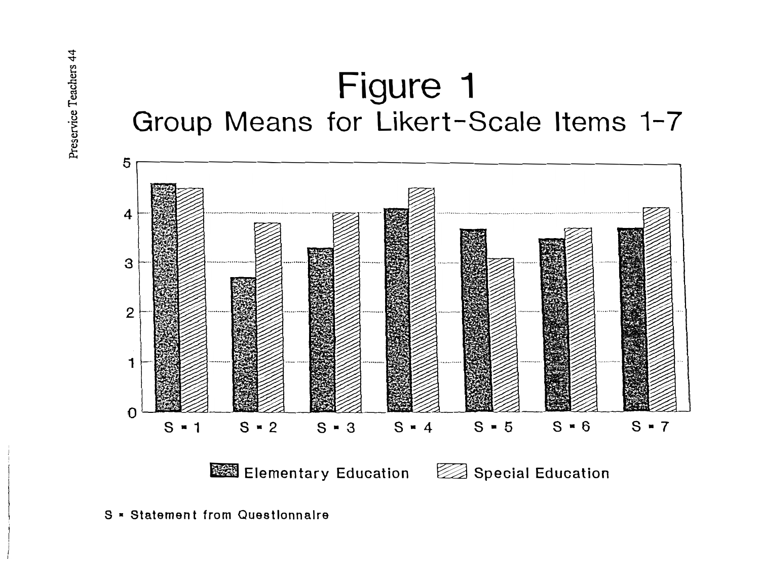# Figure 1

## Group Means for Likert-Scale Items 1-7

5
4
3
2
1
0

S = 1 S = 2 S = 3 S = 4 S = 5 S = 6 S = 7

Elementary Education Special Education

S = Statement from Questionnaire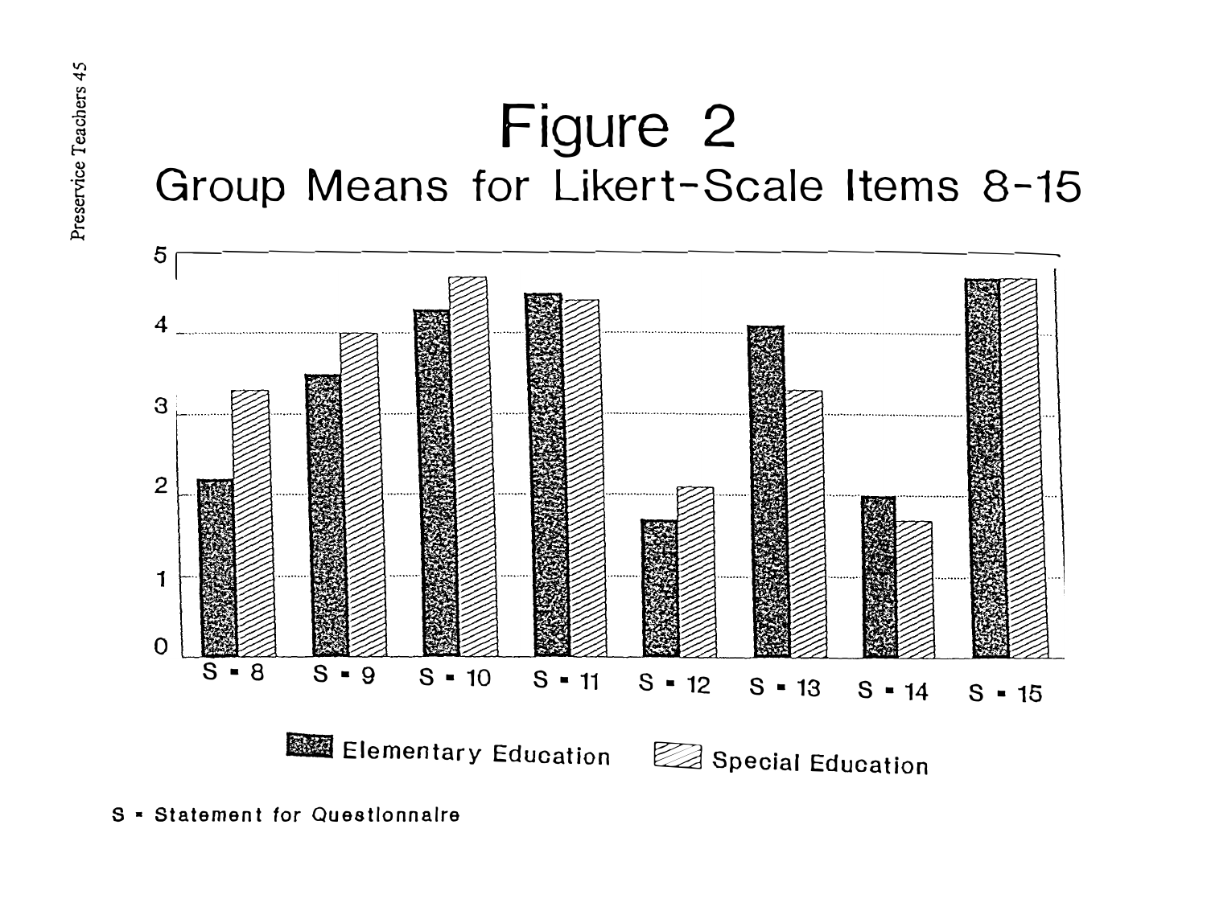# Figure 2

## Group Means for Likert-Scale Items 8-15

5
4
3
2
1
0

S = 8
S = 9
S = 10
S = 11
S = 12
S = 13
S = 14
S = 15

Elementary Education
Special Education

S = Statement for Questionnaire